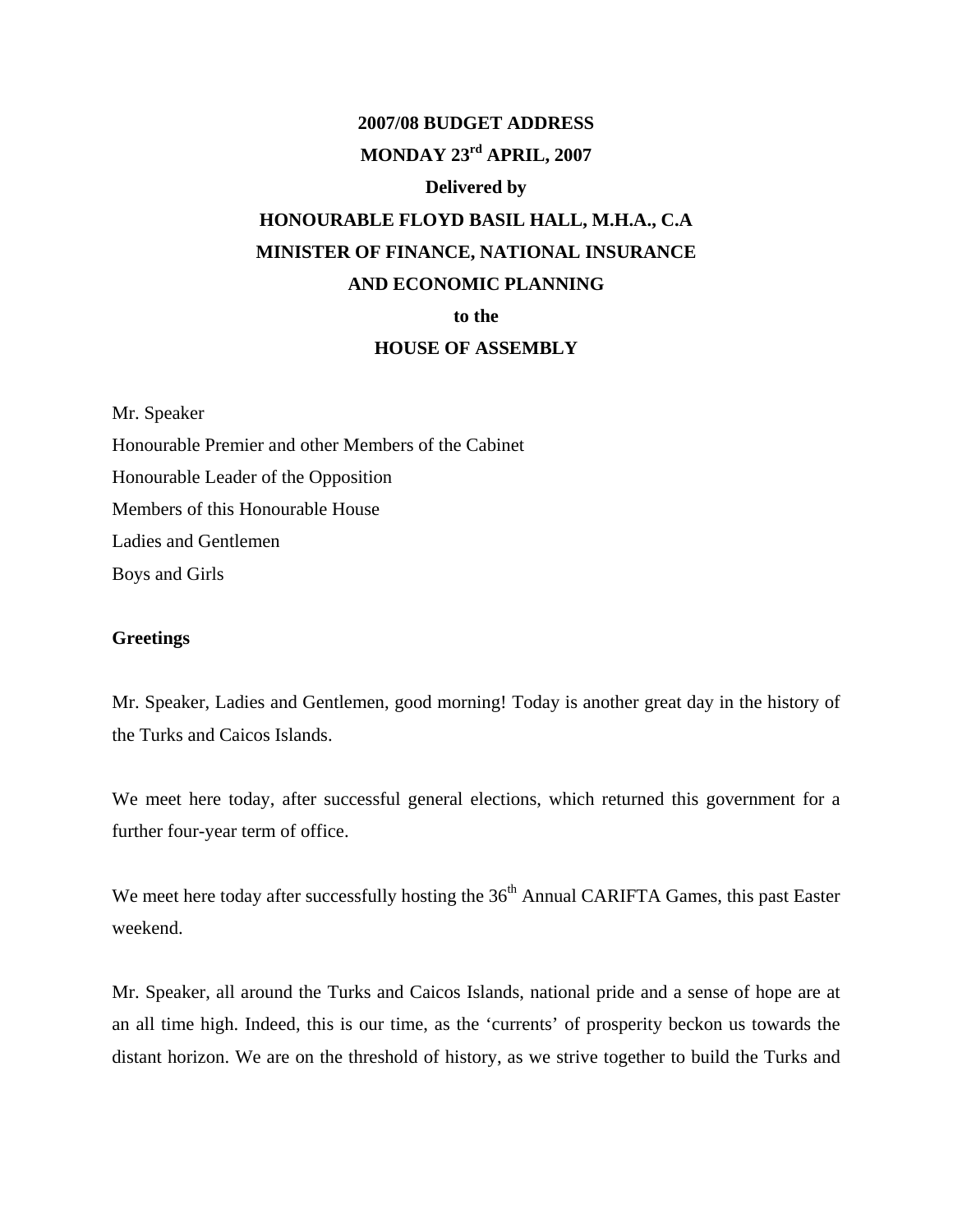# 2007/08 BUDGET ADDRESS

**MONDAY 23rd APRIL, 2007**

**Delivered by**

**HONOURABLE FLOYD BASIL HALL, M.H.A., C.A**

**MINISTER OF FINANCE, NATIONAL INSURANCE AND ECONOMIC PLANNING**

**to the**

**HOUSE OF ASSEMBLY**

Mr. Speaker
Honourable Premier and other Members of the Cabinet
Honourable Leader of the Opposition
Members of this Honourable House
Ladies and Gentlemen
Boys and Girls

## Greetings

Mr. Speaker, Ladies and Gentlemen, good morning! Today is another great day in the history of the Turks and Caicos Islands.

We meet here today, after successful general elections, which returned this government for a further four-year term of office.

We meet here today after successfully hosting the 36th Annual CARIFTA Games, this past Easter weekend.

Mr. Speaker, all around the Turks and Caicos Islands, national pride and a sense of hope are at an all time high. Indeed, this is our time, as the 'currents' of prosperity beckon us towards the distant horizon. We are on the threshold of history, as we strive together to build the Turks and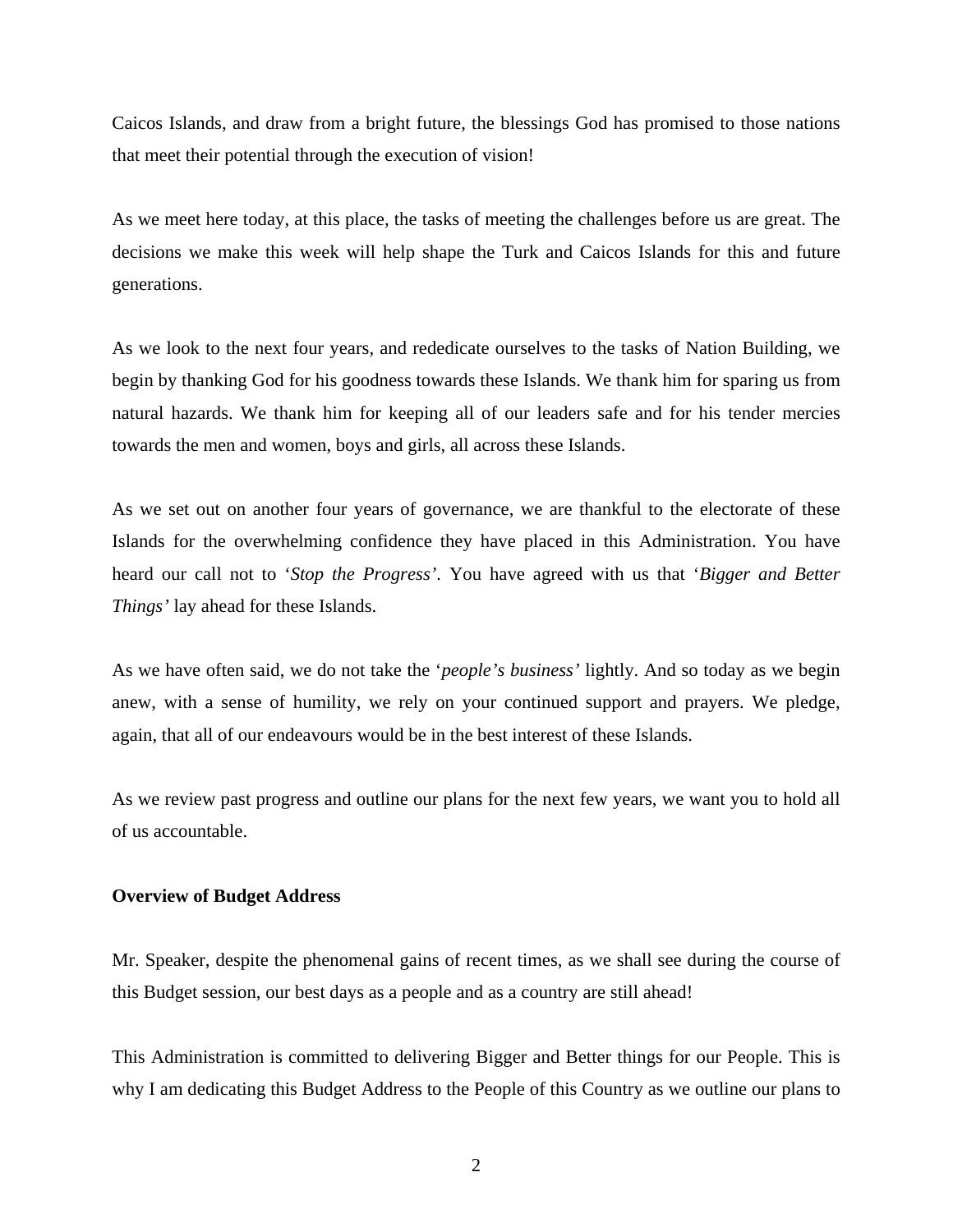Caicos Islands, and draw from a bright future, the blessings God has promised to those nations that meet their potential through the execution of vision!

As we meet here today, at this place, the tasks of meeting the challenges before us are great. The decisions we make this week will help shape the Turk and Caicos Islands for this and future generations.

As we look to the next four years, and rededicate ourselves to the tasks of Nation Building, we begin by thanking God for his goodness towards these Islands. We thank him for sparing us from natural hazards. We thank him for keeping all of our leaders safe and for his tender mercies towards the men and women, boys and girls, all across these Islands.

As we set out on another four years of governance, we are thankful to the electorate of these Islands for the overwhelming confidence they have placed in this Administration. You have heard our call not to '*Stop the Progress'*. You have agreed with us that '*Bigger and Better Things'* lay ahead for these Islands.

As we have often said, we do not take the '*people's business'* lightly. And so today as we begin anew, with a sense of humility, we rely on your continued support and prayers. We pledge, again, that all of our endeavours would be in the best interest of these Islands.

As we review past progress and outline our plans for the next few years, we want you to hold all of us accountable.

**Overview of Budget Address**

Mr. Speaker, despite the phenomenal gains of recent times, as we shall see during the course of this Budget session, our best days as a people and as a country are still ahead!

This Administration is committed to delivering Bigger and Better things for our People. This is why I am dedicating this Budget Address to the People of this Country as we outline our plans to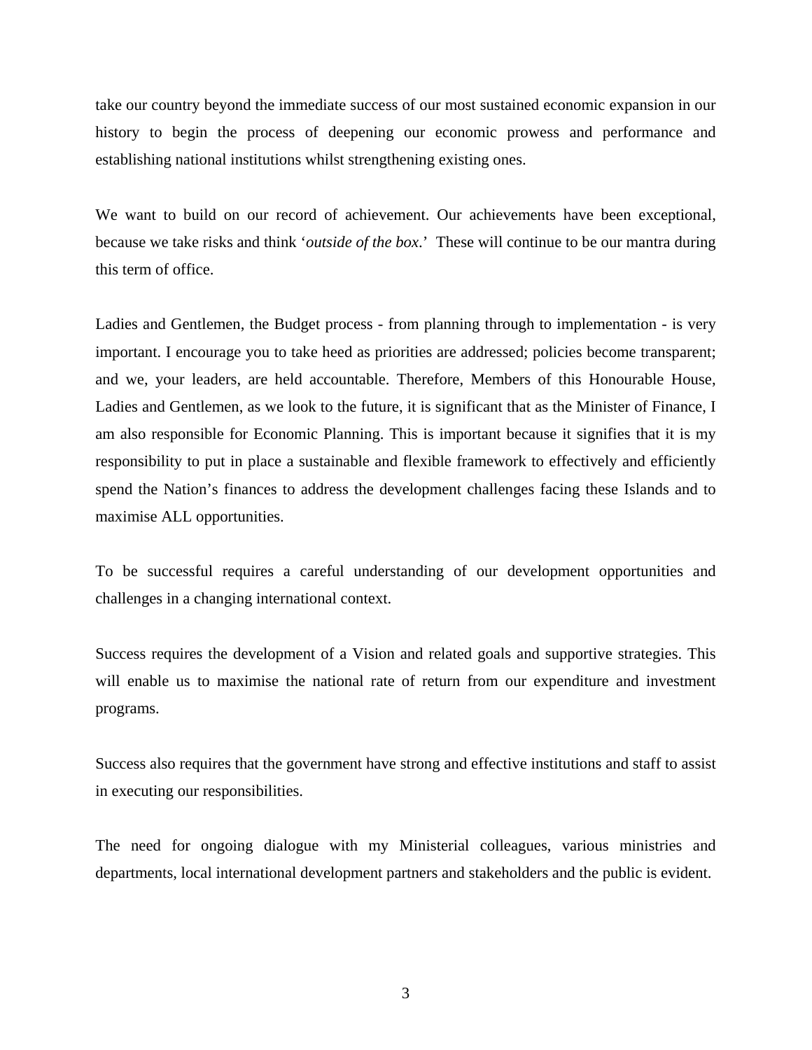take our country beyond the immediate success of our most sustained economic expansion in our history to begin the process of deepening our economic prowess and performance and establishing national institutions whilst strengthening existing ones.

We want to build on our record of achievement. Our achievements have been exceptional, because we take risks and think '*outside of the box*.' These will continue to be our mantra during this term of office.

Ladies and Gentlemen, the Budget process - from planning through to implementation - is very important. I encourage you to take heed as priorities are addressed; policies become transparent; and we, your leaders, are held accountable. Therefore, Members of this Honourable House, Ladies and Gentlemen, as we look to the future, it is significant that as the Minister of Finance, I am also responsible for Economic Planning. This is important because it signifies that it is my responsibility to put in place a sustainable and flexible framework to effectively and efficiently spend the Nation's finances to address the development challenges facing these Islands and to maximise ALL opportunities.

To be successful requires a careful understanding of our development opportunities and challenges in a changing international context.

Success requires the development of a Vision and related goals and supportive strategies. This will enable us to maximise the national rate of return from our expenditure and investment programs.

Success also requires that the government have strong and effective institutions and staff to assist in executing our responsibilities.

The need for ongoing dialogue with my Ministerial colleagues, various ministries and departments, local international development partners and stakeholders and the public is evident.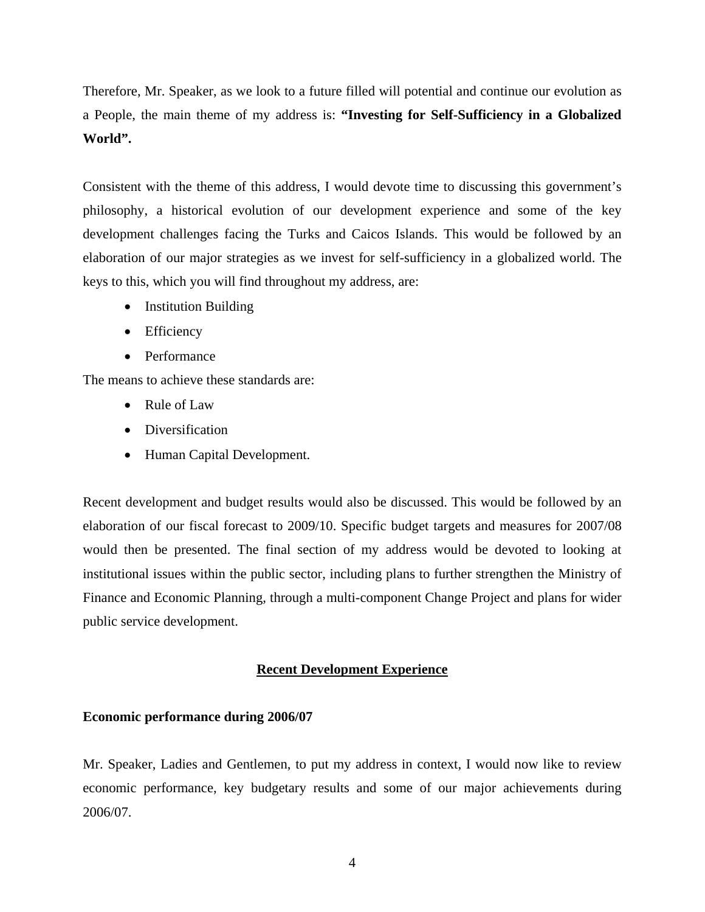Therefore, Mr. Speaker, as we look to a future filled will potential and continue our evolution as a People, the main theme of my address is: **"Investing for Self-Sufficiency in a Globalized World".**

Consistent with the theme of this address, I would devote time to discussing this government's philosophy, a historical evolution of our development experience and some of the key development challenges facing the Turks and Caicos Islands. This would be followed by an elaboration of our major strategies as we invest for self-sufficiency in a globalized world. The keys to this, which you will find throughout my address, are:

- Institution Building
- Efficiency
- Performance

The means to achieve these standards are:

- Rule of Law
- Diversification
- Human Capital Development.

Recent development and budget results would also be discussed. This would be followed by an elaboration of our fiscal forecast to 2009/10. Specific budget targets and measures for 2007/08 would then be presented. The final section of my address would be devoted to looking at institutional issues within the public sector, including plans to further strengthen the Ministry of Finance and Economic Planning, through a multi-component Change Project and plans for wider public service development.

## Recent Development Experience

### Economic performance during 2006/07

Mr. Speaker, Ladies and Gentlemen, to put my address in context, I would now like to review economic performance, key budgetary results and some of our major achievements during 2006/07.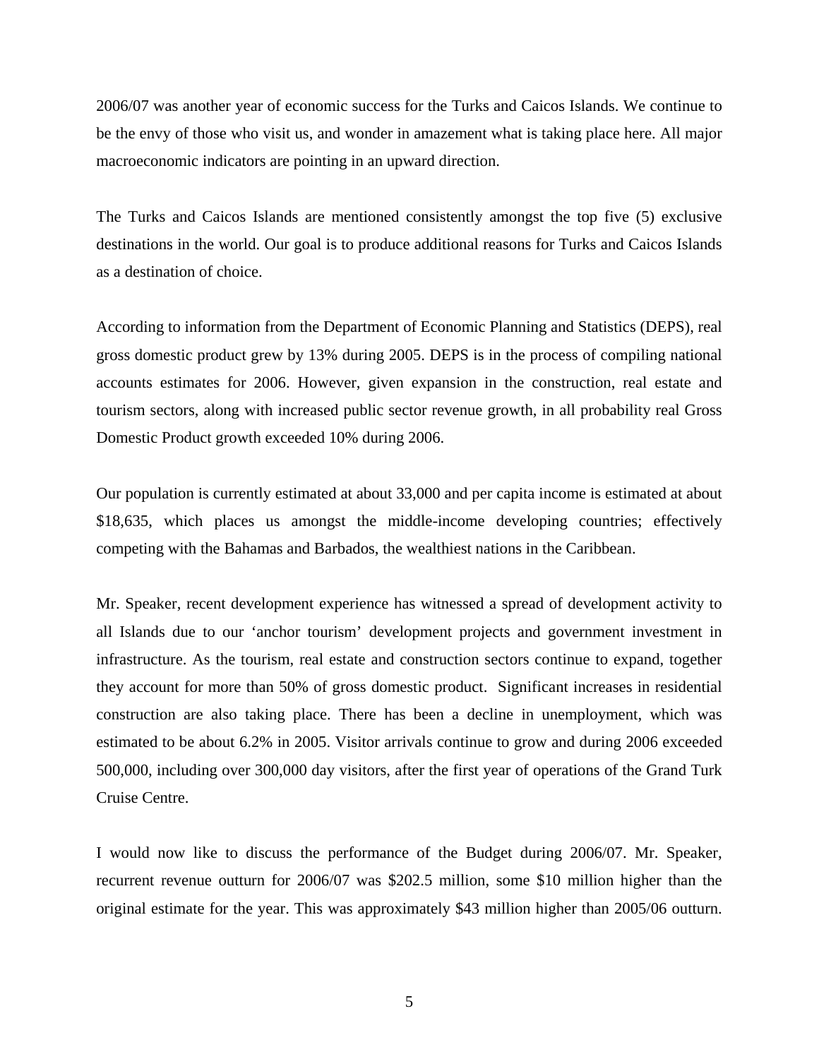2006/07 was another year of economic success for the Turks and Caicos Islands. We continue to be the envy of those who visit us, and wonder in amazement what is taking place here. All major macroeconomic indicators are pointing in an upward direction.

The Turks and Caicos Islands are mentioned consistently amongst the top five (5) exclusive destinations in the world. Our goal is to produce additional reasons for Turks and Caicos Islands as a destination of choice.

According to information from the Department of Economic Planning and Statistics (DEPS), real gross domestic product grew by 13% during 2005. DEPS is in the process of compiling national accounts estimates for 2006. However, given expansion in the construction, real estate and tourism sectors, along with increased public sector revenue growth, in all probability real Gross Domestic Product growth exceeded 10% during 2006.

Our population is currently estimated at about 33,000 and per capita income is estimated at about $18,635, which places us amongst the middle-income developing countries; effectively competing with the Bahamas and Barbados, the wealthiest nations in the Caribbean.

Mr. Speaker, recent development experience has witnessed a spread of development activity to all Islands due to our 'anchor tourism' development projects and government investment in infrastructure. As the tourism, real estate and construction sectors continue to expand, together they account for more than 50% of gross domestic product. Significant increases in residential construction are also taking place. There has been a decline in unemployment, which was estimated to be about 6.2% in 2005. Visitor arrivals continue to grow and during 2006 exceeded 500,000, including over 300,000 day visitors, after the first year of operations of the Grand Turk Cruise Centre.

I would now like to discuss the performance of the Budget during 2006/07. Mr. Speaker, recurrent revenue outturn for 2006/07 was $202.5 million, some $10 million higher than the original estimate for the year. This was approximately $43 million higher than 2005/06 outturn.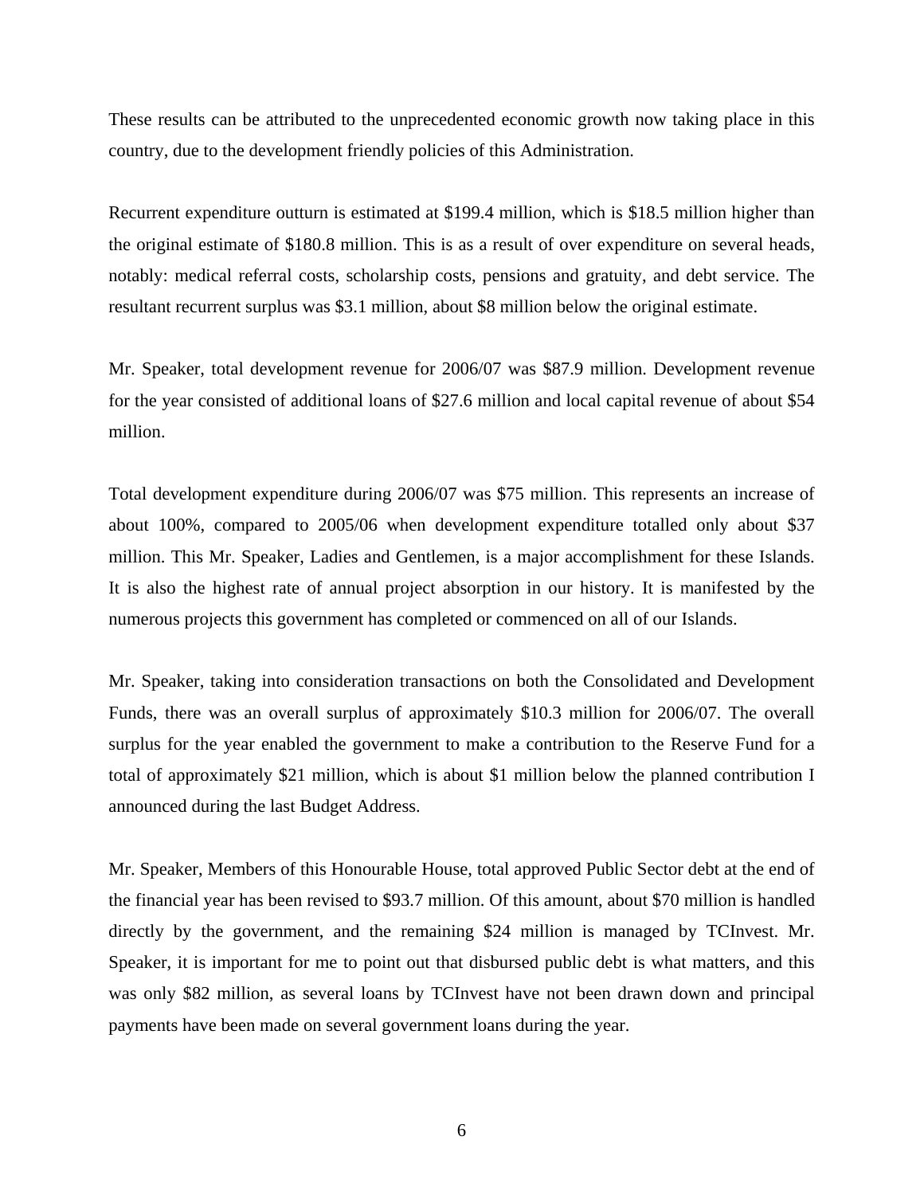These results can be attributed to the unprecedented economic growth now taking place in this country, due to the development friendly policies of this Administration.

Recurrent expenditure outturn is estimated at $199.4 million, which is $18.5 million higher than the original estimate of $180.8 million. This is as a result of over expenditure on several heads, notably: medical referral costs, scholarship costs, pensions and gratuity, and debt service. The resultant recurrent surplus was $3.1 million, about $8 million below the original estimate.

Mr. Speaker, total development revenue for 2006/07 was $87.9 million. Development revenue for the year consisted of additional loans of $27.6 million and local capital revenue of about $54 million.

Total development expenditure during 2006/07 was $75 million. This represents an increase of about 100%, compared to 2005/06 when development expenditure totalled only about $37 million. This Mr. Speaker, Ladies and Gentlemen, is a major accomplishment for these Islands. It is also the highest rate of annual project absorption in our history. It is manifested by the numerous projects this government has completed or commenced on all of our Islands.

Mr. Speaker, taking into consideration transactions on both the Consolidated and Development Funds, there was an overall surplus of approximately $10.3 million for 2006/07. The overall surplus for the year enabled the government to make a contribution to the Reserve Fund for a total of approximately $21 million, which is about $1 million below the planned contribution I announced during the last Budget Address.

Mr. Speaker, Members of this Honourable House, total approved Public Sector debt at the end of the financial year has been revised to $93.7 million. Of this amount, about $70 million is handled directly by the government, and the remaining $24 million is managed by TCInvest. Mr. Speaker, it is important for me to point out that disbursed public debt is what matters, and this was only $82 million, as several loans by TCInvest have not been drawn down and principal payments have been made on several government loans during the year.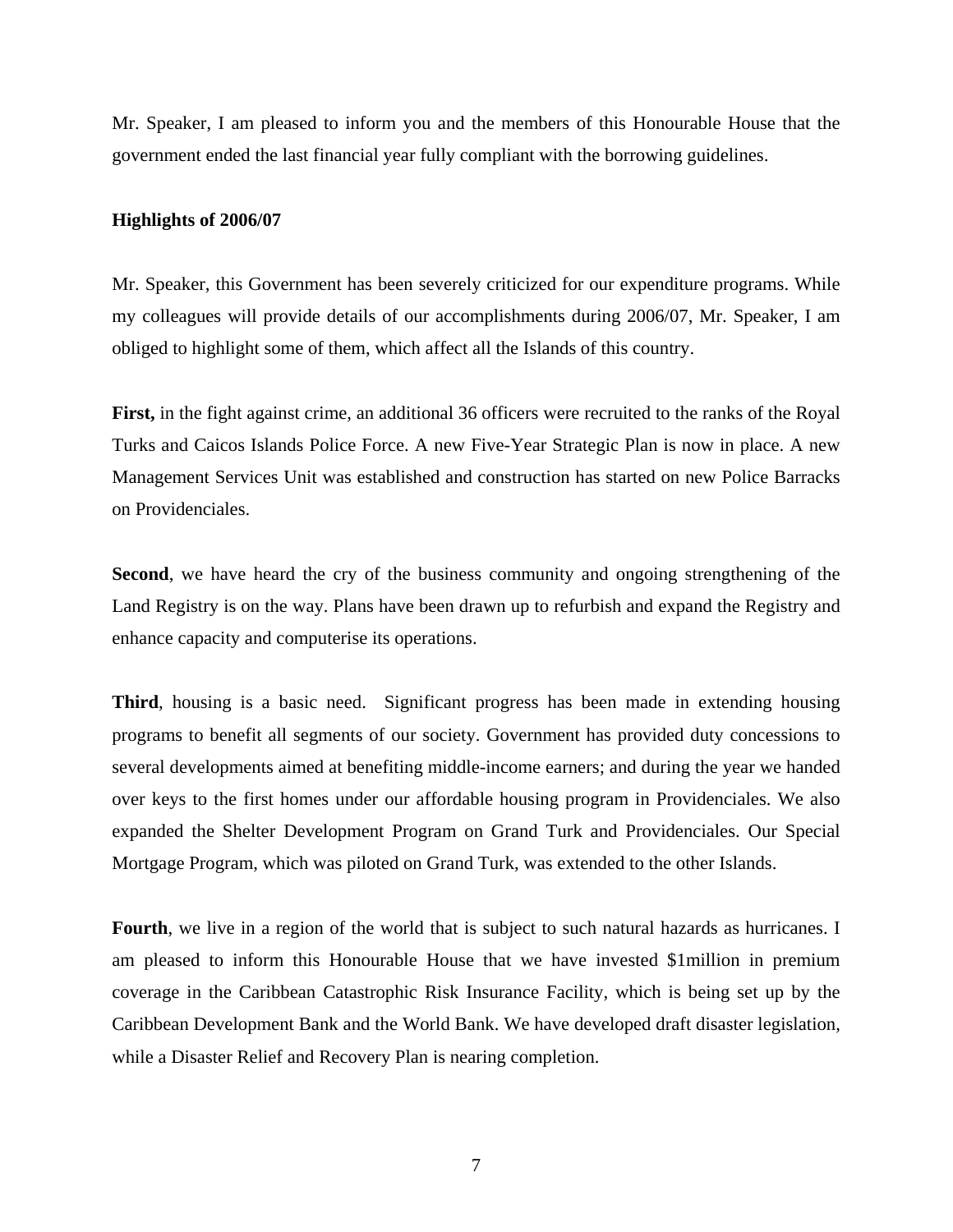Mr. Speaker, I am pleased to inform you and the members of this Honourable House that the government ended the last financial year fully compliant with the borrowing guidelines.

**Highlights of 2006/07**

Mr. Speaker, this Government has been severely criticized for our expenditure programs. While my colleagues will provide details of our accomplishments during 2006/07, Mr. Speaker, I am obliged to highlight some of them, which affect all the Islands of this country.

**First,** in the fight against crime, an additional 36 officers were recruited to the ranks of the Royal Turks and Caicos Islands Police Force. A new Five-Year Strategic Plan is now in place. A new Management Services Unit was established and construction has started on new Police Barracks on Providenciales.

**Second**, we have heard the cry of the business community and ongoing strengthening of the Land Registry is on the way. Plans have been drawn up to refurbish and expand the Registry and enhance capacity and computerise its operations.

**Third**, housing is a basic need. Significant progress has been made in extending housing programs to benefit all segments of our society. Government has provided duty concessions to several developments aimed at benefiting middle-income earners; and during the year we handed over keys to the first homes under our affordable housing program in Providenciales. We also expanded the Shelter Development Program on Grand Turk and Providenciales. Our Special Mortgage Program, which was piloted on Grand Turk, was extended to the other Islands.

**Fourth**, we live in a region of the world that is subject to such natural hazards as hurricanes. I am pleased to inform this Honourable House that we have invested $1million in premium coverage in the Caribbean Catastrophic Risk Insurance Facility, which is being set up by the Caribbean Development Bank and the World Bank. We have developed draft disaster legislation, while a Disaster Relief and Recovery Plan is nearing completion.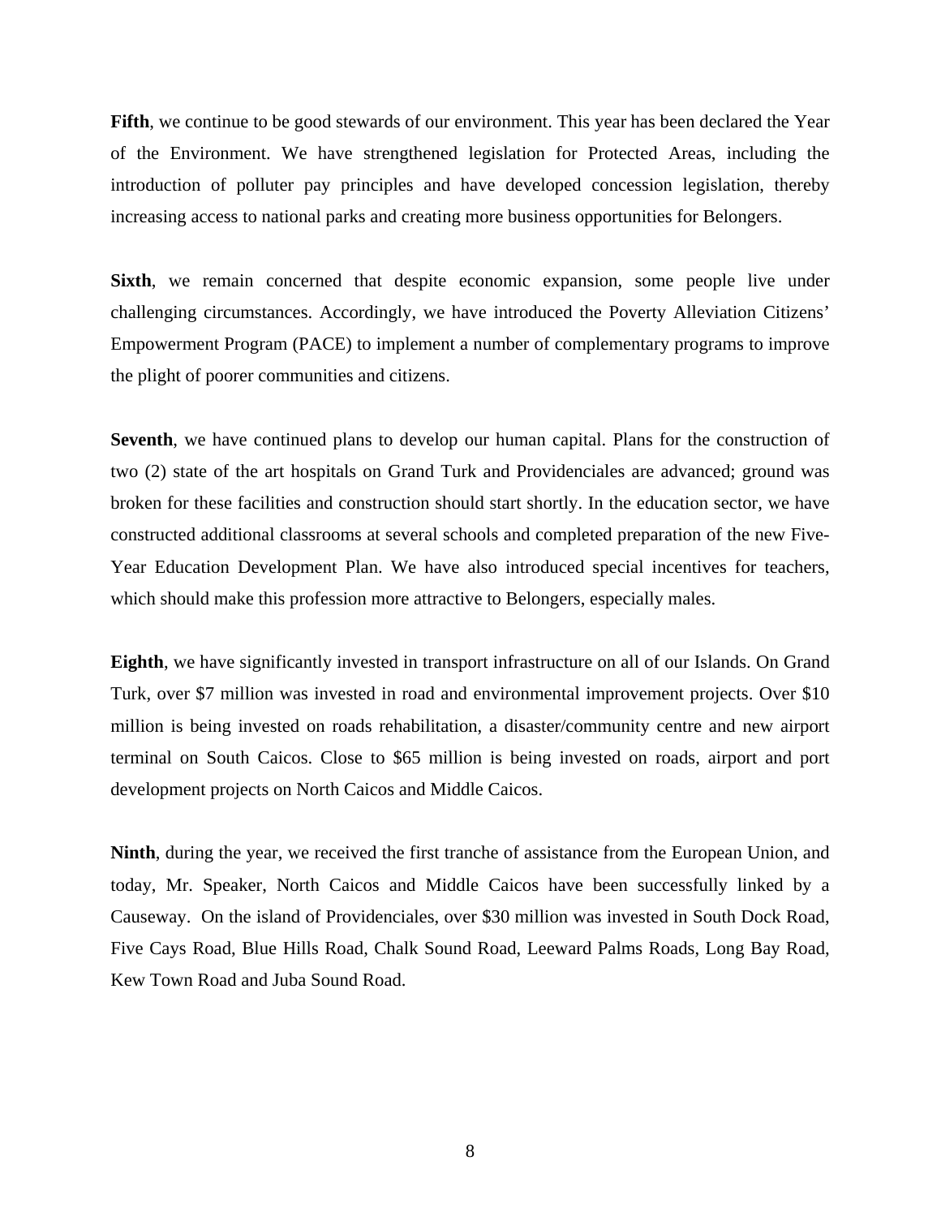**Fifth**, we continue to be good stewards of our environment. This year has been declared the Year of the Environment. We have strengthened legislation for Protected Areas, including the introduction of polluter pay principles and have developed concession legislation, thereby increasing access to national parks and creating more business opportunities for Belongers.

**Sixth**, we remain concerned that despite economic expansion, some people live under challenging circumstances. Accordingly, we have introduced the Poverty Alleviation Citizens' Empowerment Program (PACE) to implement a number of complementary programs to improve the plight of poorer communities and citizens.

**Seventh**, we have continued plans to develop our human capital. Plans for the construction of two (2) state of the art hospitals on Grand Turk and Providenciales are advanced; ground was broken for these facilities and construction should start shortly. In the education sector, we have constructed additional classrooms at several schools and completed preparation of the new Five-Year Education Development Plan. We have also introduced special incentives for teachers, which should make this profession more attractive to Belongers, especially males.

**Eighth**, we have significantly invested in transport infrastructure on all of our Islands. On Grand Turk, over $7 million was invested in road and environmental improvement projects. Over $10 million is being invested on roads rehabilitation, a disaster/community centre and new airport terminal on South Caicos. Close to $65 million is being invested on roads, airport and port development projects on North Caicos and Middle Caicos.

**Ninth**, during the year, we received the first tranche of assistance from the European Union, and today, Mr. Speaker, North Caicos and Middle Caicos have been successfully linked by a Causeway. On the island of Providenciales, over $30 million was invested in South Dock Road, Five Cays Road, Blue Hills Road, Chalk Sound Road, Leeward Palms Roads, Long Bay Road, Kew Town Road and Juba Sound Road.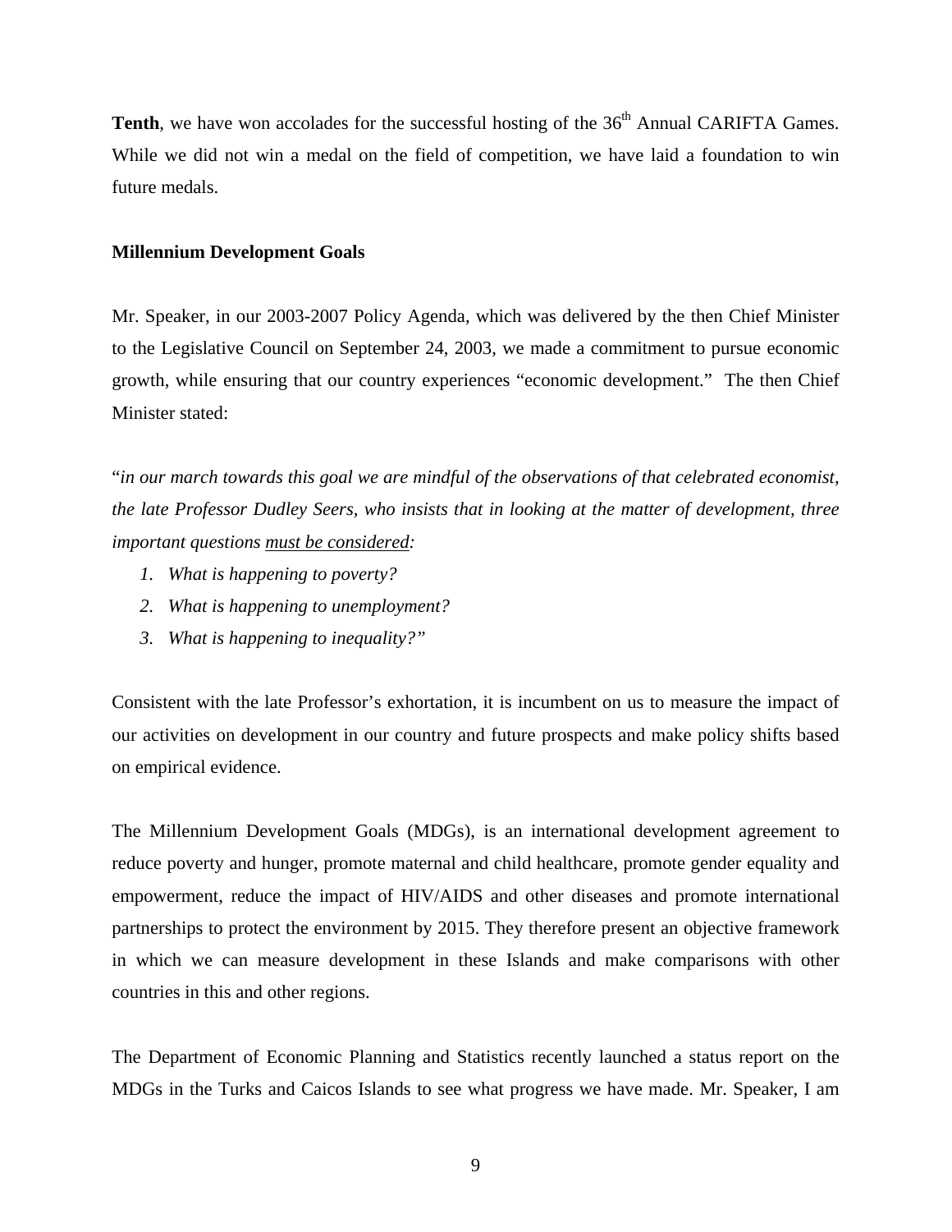**Tenth**, we have won accolades for the successful hosting of the 36th Annual CARIFTA Games. While we did not win a medal on the field of competition, we have laid a foundation to win future medals.

**Millennium Development Goals**

Mr. Speaker, in our 2003-2007 Policy Agenda, which was delivered by the then Chief Minister to the Legislative Council on September 24, 2003, we made a commitment to pursue economic growth, while ensuring that our country experiences "economic development." The then Chief Minister stated:

"*in our march towards this goal we are mindful of the observations of that celebrated economist, the late Professor Dudley Seers, who insists that in looking at the matter of development, three important questions <u>must be considered</u>:*

1. *What is happening to poverty?*
2. *What is happening to unemployment?*
3. *What is happening to inequality?"*

Consistent with the late Professor's exhortation, it is incumbent on us to measure the impact of our activities on development in our country and future prospects and make policy shifts based on empirical evidence.

The Millennium Development Goals (MDGs), is an international development agreement to reduce poverty and hunger, promote maternal and child healthcare, promote gender equality and empowerment, reduce the impact of HIV/AIDS and other diseases and promote international partnerships to protect the environment by 2015. They therefore present an objective framework in which we can measure development in these Islands and make comparisons with other countries in this and other regions.

The Department of Economic Planning and Statistics recently launched a status report on the MDGs in the Turks and Caicos Islands to see what progress we have made. Mr. Speaker, I am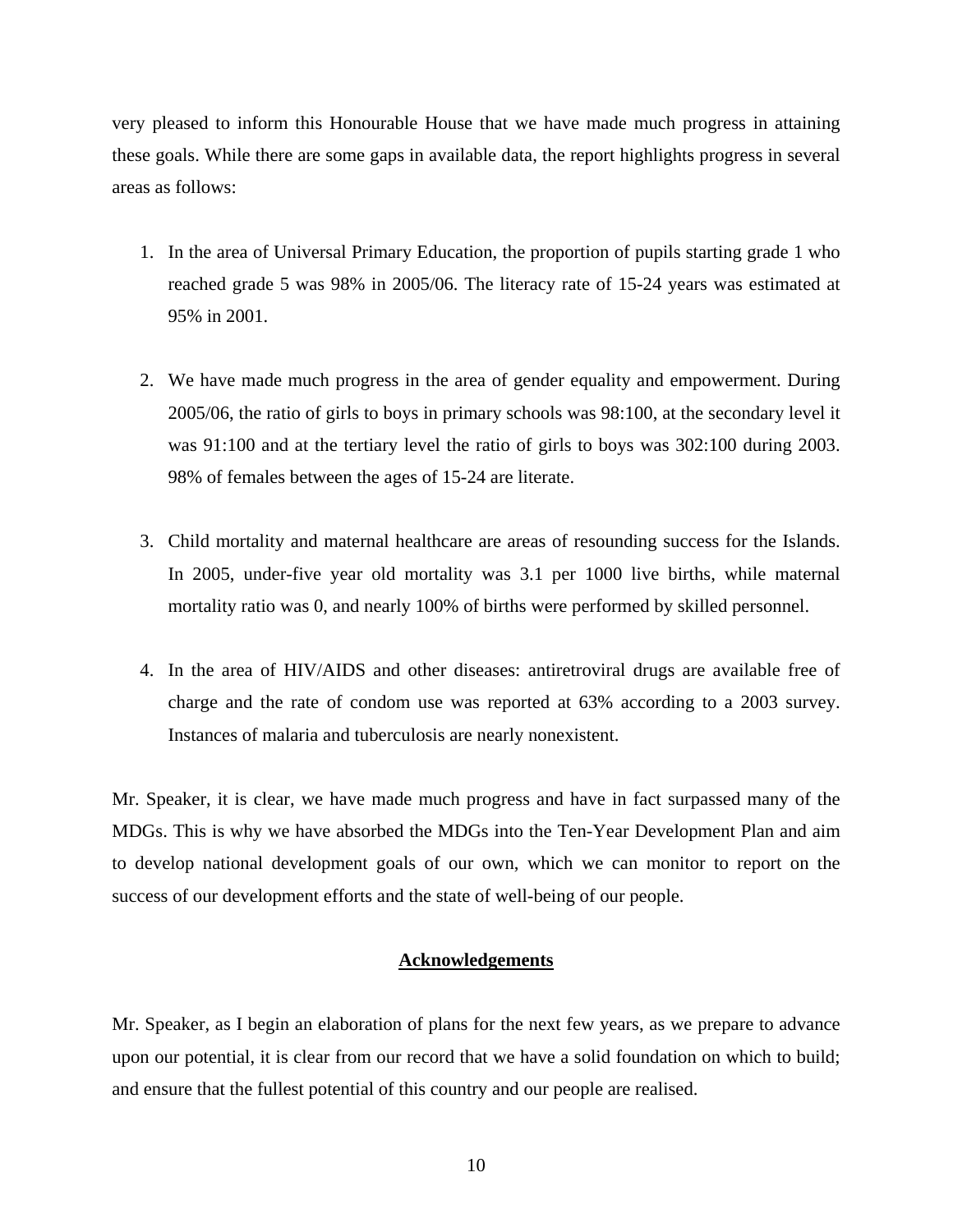very pleased to inform this Honourable House that we have made much progress in attaining these goals. While there are some gaps in available data, the report highlights progress in several areas as follows:

1. In the area of Universal Primary Education, the proportion of pupils starting grade 1 who reached grade 5 was 98% in 2005/06. The literacy rate of 15-24 years was estimated at 95% in 2001.

2. We have made much progress in the area of gender equality and empowerment. During 2005/06, the ratio of girls to boys in primary schools was 98:100, at the secondary level it was 91:100 and at the tertiary level the ratio of girls to boys was 302:100 during 2003. 98% of females between the ages of 15-24 are literate.

3. Child mortality and maternal healthcare are areas of resounding success for the Islands. In 2005, under-five year old mortality was 3.1 per 1000 live births, while maternal mortality ratio was 0, and nearly 100% of births were performed by skilled personnel.

4. In the area of HIV/AIDS and other diseases: antiretroviral drugs are available free of charge and the rate of condom use was reported at 63% according to a 2003 survey. Instances of malaria and tuberculosis are nearly nonexistent.

Mr. Speaker, it is clear, we have made much progress and have in fact surpassed many of the MDGs. This is why we have absorbed the MDGs into the Ten-Year Development Plan and aim to develop national development goals of our own, which we can monitor to report on the success of our development efforts and the state of well-being of our people.

## Acknowledgements

Mr. Speaker, as I begin an elaboration of plans for the next few years, as we prepare to advance upon our potential, it is clear from our record that we have a solid foundation on which to build; and ensure that the fullest potential of this country and our people are realised.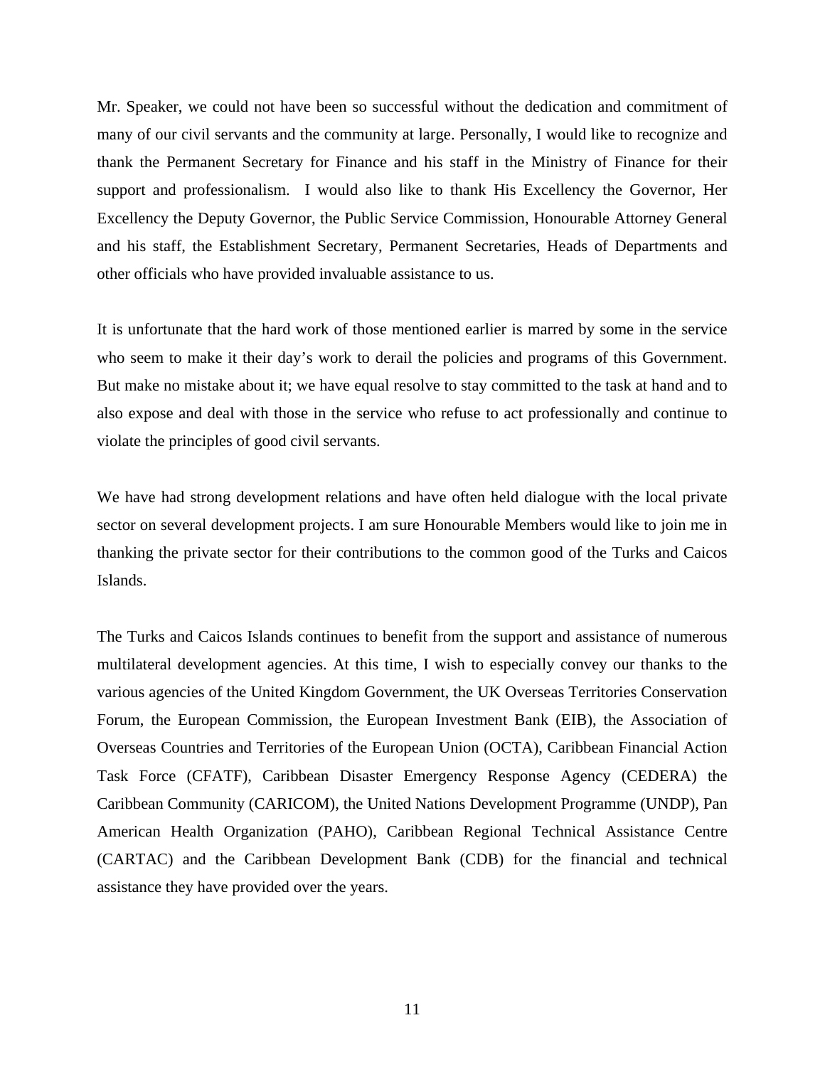Mr. Speaker, we could not have been so successful without the dedication and commitment of many of our civil servants and the community at large. Personally, I would like to recognize and thank the Permanent Secretary for Finance and his staff in the Ministry of Finance for their support and professionalism. I would also like to thank His Excellency the Governor, Her Excellency the Deputy Governor, the Public Service Commission, Honourable Attorney General and his staff, the Establishment Secretary, Permanent Secretaries, Heads of Departments and other officials who have provided invaluable assistance to us.

It is unfortunate that the hard work of those mentioned earlier is marred by some in the service who seem to make it their day's work to derail the policies and programs of this Government. But make no mistake about it; we have equal resolve to stay committed to the task at hand and to also expose and deal with those in the service who refuse to act professionally and continue to violate the principles of good civil servants.

We have had strong development relations and have often held dialogue with the local private sector on several development projects. I am sure Honourable Members would like to join me in thanking the private sector for their contributions to the common good of the Turks and Caicos Islands.

The Turks and Caicos Islands continues to benefit from the support and assistance of numerous multilateral development agencies. At this time, I wish to especially convey our thanks to the various agencies of the United Kingdom Government, the UK Overseas Territories Conservation Forum, the European Commission, the European Investment Bank (EIB), the Association of Overseas Countries and Territories of the European Union (OCTA), Caribbean Financial Action Task Force (CFATF), Caribbean Disaster Emergency Response Agency (CEDERA) the Caribbean Community (CARICOM), the United Nations Development Programme (UNDP), Pan American Health Organization (PAHO), Caribbean Regional Technical Assistance Centre (CARTAC) and the Caribbean Development Bank (CDB) for the financial and technical assistance they have provided over the years.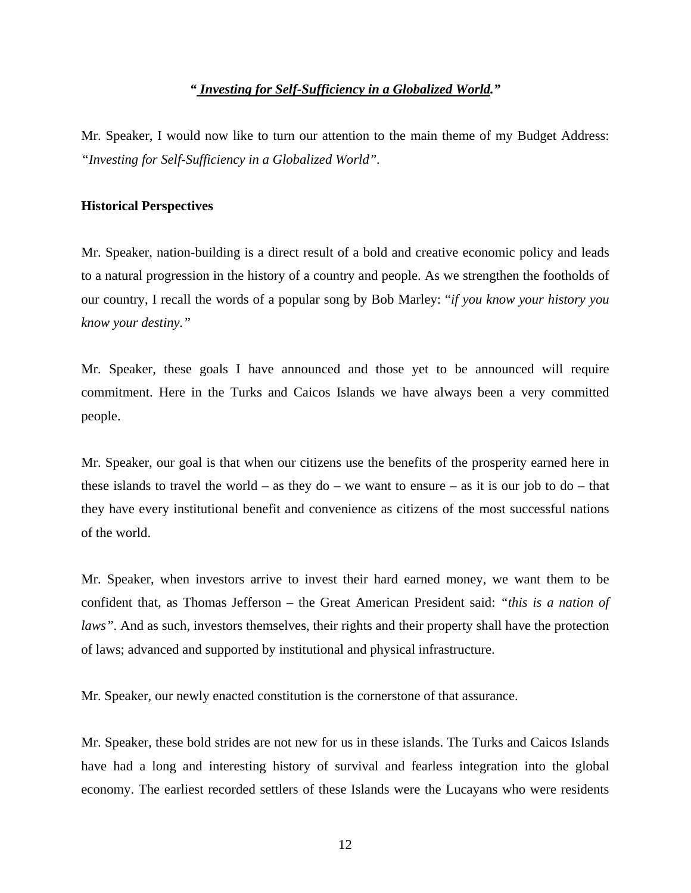***"*** ***Investing for Self-Sufficiency in a Globalized World.***"**

Mr. Speaker, I would now like to turn our attention to the main theme of my Budget Address: *"Investing for Self-Sufficiency in a Globalized World"*.

**Historical Perspectives**

Mr. Speaker, nation-building is a direct result of a bold and creative economic policy and leads to a natural progression in the history of a country and people. As we strengthen the footholds of our country, I recall the words of a popular song by Bob Marley: "*if you know your history you know your destiny."*

Mr. Speaker, these goals I have announced and those yet to be announced will require commitment. Here in the Turks and Caicos Islands we have always been a very committed people.

Mr. Speaker, our goal is that when our citizens use the benefits of the prosperity earned here in these islands to travel the world – as they do – we want to ensure – as it is our job to do – that they have every institutional benefit and convenience as citizens of the most successful nations of the world.

Mr. Speaker, when investors arrive to invest their hard earned money, we want them to be confident that, as Thomas Jefferson – the Great American President said: *"this is a nation of laws"*. And as such, investors themselves, their rights and their property shall have the protection of laws; advanced and supported by institutional and physical infrastructure.

Mr. Speaker, our newly enacted constitution is the cornerstone of that assurance.

Mr. Speaker, these bold strides are not new for us in these islands. The Turks and Caicos Islands have had a long and interesting history of survival and fearless integration into the global economy. The earliest recorded settlers of these Islands were the Lucayans who were residents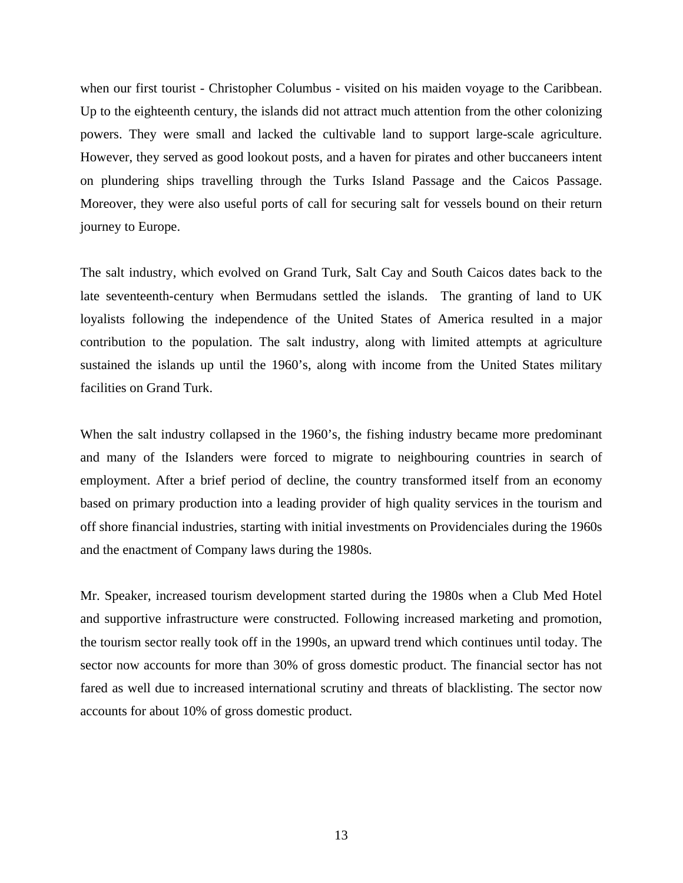when our first tourist - Christopher Columbus - visited on his maiden voyage to the Caribbean. Up to the eighteenth century, the islands did not attract much attention from the other colonizing powers. They were small and lacked the cultivable land to support large-scale agriculture. However, they served as good lookout posts, and a haven for pirates and other buccaneers intent on plundering ships travelling through the Turks Island Passage and the Caicos Passage. Moreover, they were also useful ports of call for securing salt for vessels bound on their return journey to Europe.

The salt industry, which evolved on Grand Turk, Salt Cay and South Caicos dates back to the late seventeenth-century when Bermudans settled the islands. The granting of land to UK loyalists following the independence of the United States of America resulted in a major contribution to the population. The salt industry, along with limited attempts at agriculture sustained the islands up until the 1960's, along with income from the United States military facilities on Grand Turk.

When the salt industry collapsed in the 1960's, the fishing industry became more predominant and many of the Islanders were forced to migrate to neighbouring countries in search of employment. After a brief period of decline, the country transformed itself from an economy based on primary production into a leading provider of high quality services in the tourism and off shore financial industries, starting with initial investments on Providenciales during the 1960s and the enactment of Company laws during the 1980s.

Mr. Speaker, increased tourism development started during the 1980s when a Club Med Hotel and supportive infrastructure were constructed. Following increased marketing and promotion, the tourism sector really took off in the 1990s, an upward trend which continues until today. The sector now accounts for more than 30% of gross domestic product. The financial sector has not fared as well due to increased international scrutiny and threats of blacklisting. The sector now accounts for about 10% of gross domestic product.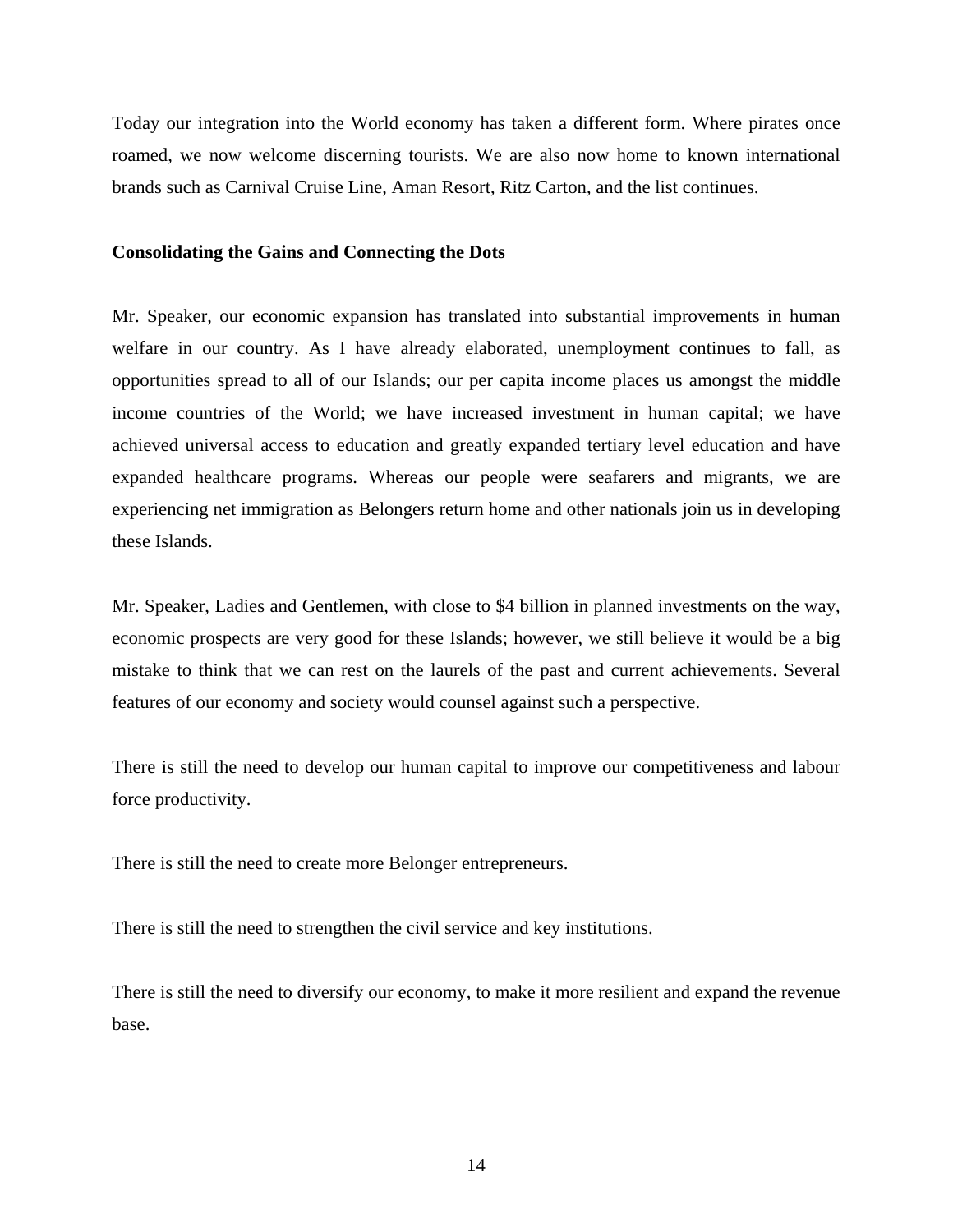Today our integration into the World economy has taken a different form. Where pirates once roamed, we now welcome discerning tourists. We are also now home to known international brands such as Carnival Cruise Line, Aman Resort, Ritz Carton, and the list continues.

**Consolidating the Gains and Connecting the Dots**

Mr. Speaker, our economic expansion has translated into substantial improvements in human welfare in our country. As I have already elaborated, unemployment continues to fall, as opportunities spread to all of our Islands; our per capita income places us amongst the middle income countries of the World; we have increased investment in human capital; we have achieved universal access to education and greatly expanded tertiary level education and have expanded healthcare programs. Whereas our people were seafarers and migrants, we are experiencing net immigration as Belongers return home and other nationals join us in developing these Islands.

Mr. Speaker, Ladies and Gentlemen, with close to $4 billion in planned investments on the way, economic prospects are very good for these Islands; however, we still believe it would be a big mistake to think that we can rest on the laurels of the past and current achievements. Several features of our economy and society would counsel against such a perspective.

There is still the need to develop our human capital to improve our competitiveness and labour force productivity.

There is still the need to create more Belonger entrepreneurs.

There is still the need to strengthen the civil service and key institutions.

There is still the need to diversify our economy, to make it more resilient and expand the revenue base.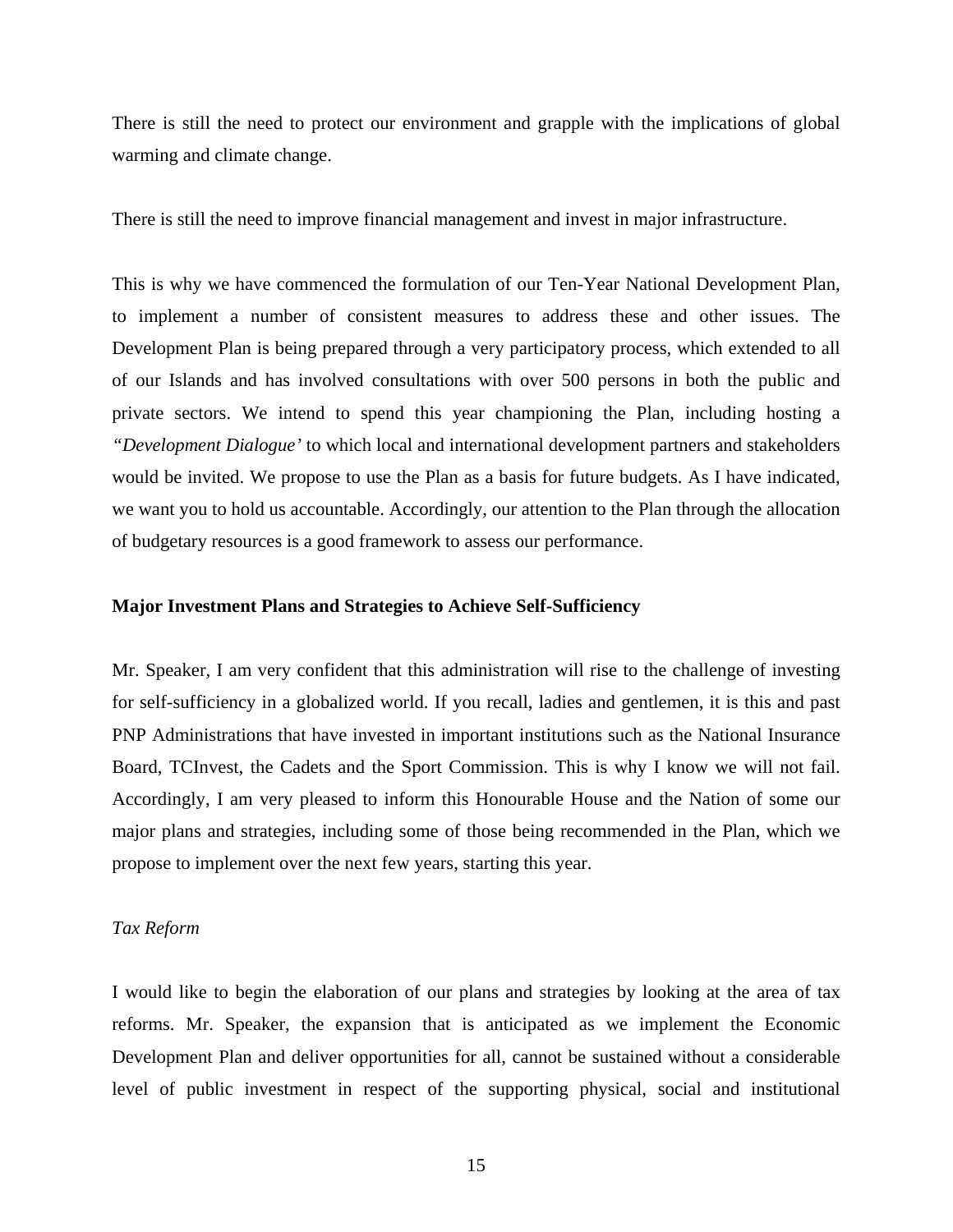There is still the need to protect our environment and grapple with the implications of global warming and climate change.

There is still the need to improve financial management and invest in major infrastructure.

This is why we have commenced the formulation of our Ten-Year National Development Plan, to implement a number of consistent measures to address these and other issues. The Development Plan is being prepared through a very participatory process, which extended to all of our Islands and has involved consultations with over 500 persons in both the public and private sectors. We intend to spend this year championing the Plan, including hosting a *"Development Dialogue'* to which local and international development partners and stakeholders would be invited. We propose to use the Plan as a basis for future budgets. As I have indicated, we want you to hold us accountable. Accordingly, our attention to the Plan through the allocation of budgetary resources is a good framework to assess our performance.

**Major Investment Plans and Strategies to Achieve Self-Sufficiency**

Mr. Speaker, I am very confident that this administration will rise to the challenge of investing for self-sufficiency in a globalized world. If you recall, ladies and gentlemen, it is this and past PNP Administrations that have invested in important institutions such as the National Insurance Board, TCInvest, the Cadets and the Sport Commission. This is why I know we will not fail. Accordingly, I am very pleased to inform this Honourable House and the Nation of some our major plans and strategies, including some of those being recommended in the Plan, which we propose to implement over the next few years, starting this year.

*Tax Reform*

I would like to begin the elaboration of our plans and strategies by looking at the area of tax reforms. Mr. Speaker, the expansion that is anticipated as we implement the Economic Development Plan and deliver opportunities for all, cannot be sustained without a considerable level of public investment in respect of the supporting physical, social and institutional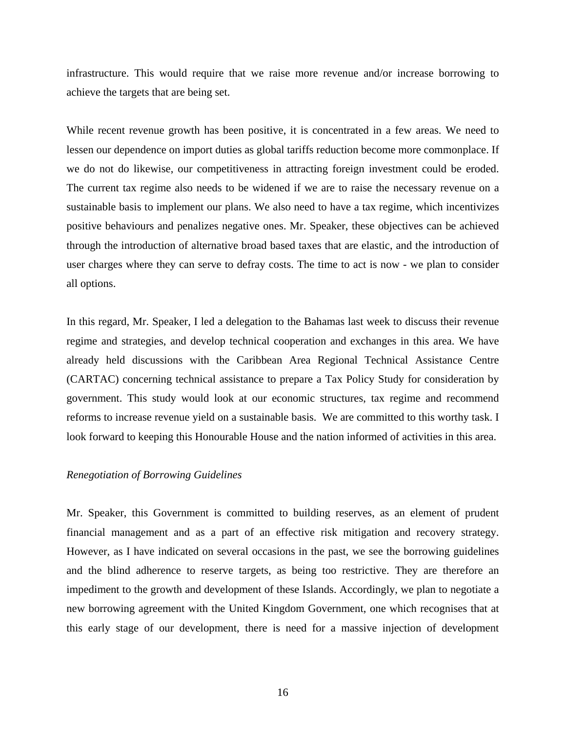infrastructure. This would require that we raise more revenue and/or increase borrowing to achieve the targets that are being set.

While recent revenue growth has been positive, it is concentrated in a few areas. We need to lessen our dependence on import duties as global tariffs reduction become more commonplace. If we do not do likewise, our competitiveness in attracting foreign investment could be eroded. The current tax regime also needs to be widened if we are to raise the necessary revenue on a sustainable basis to implement our plans. We also need to have a tax regime, which incentivizes positive behaviours and penalizes negative ones. Mr. Speaker, these objectives can be achieved through the introduction of alternative broad based taxes that are elastic, and the introduction of user charges where they can serve to defray costs. The time to act is now - we plan to consider all options.

In this regard, Mr. Speaker, I led a delegation to the Bahamas last week to discuss their revenue regime and strategies, and develop technical cooperation and exchanges in this area. We have already held discussions with the Caribbean Area Regional Technical Assistance Centre (CARTAC) concerning technical assistance to prepare a Tax Policy Study for consideration by government. This study would look at our economic structures, tax regime and recommend reforms to increase revenue yield on a sustainable basis. We are committed to this worthy task. I look forward to keeping this Honourable House and the nation informed of activities in this area.

*Renegotiation of Borrowing Guidelines*

Mr. Speaker, this Government is committed to building reserves, as an element of prudent financial management and as a part of an effective risk mitigation and recovery strategy. However, as I have indicated on several occasions in the past, we see the borrowing guidelines and the blind adherence to reserve targets, as being too restrictive. They are therefore an impediment to the growth and development of these Islands. Accordingly, we plan to negotiate a new borrowing agreement with the United Kingdom Government, one which recognises that at this early stage of our development, there is need for a massive injection of development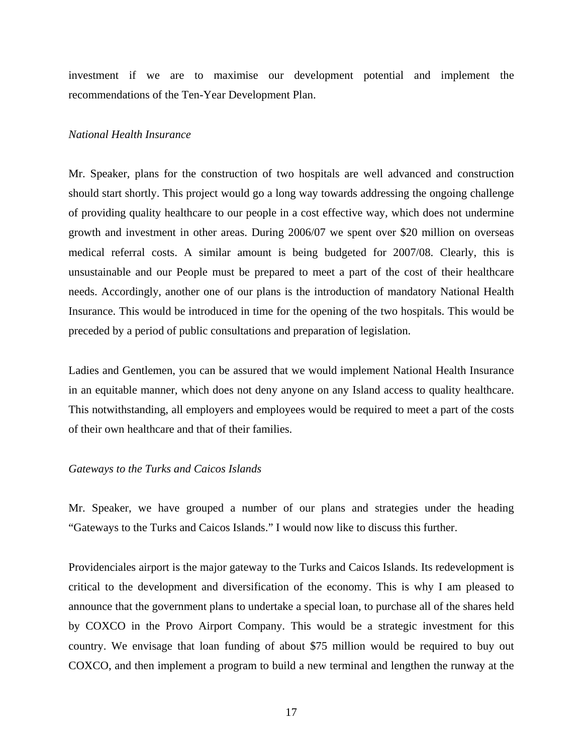investment if we are to maximise our development potential and implement the recommendations of the Ten-Year Development Plan.

*National Health Insurance*

Mr. Speaker, plans for the construction of two hospitals are well advanced and construction should start shortly. This project would go a long way towards addressing the ongoing challenge of providing quality healthcare to our people in a cost effective way, which does not undermine growth and investment in other areas. During 2006/07 we spent over $20 million on overseas medical referral costs. A similar amount is being budgeted for 2007/08. Clearly, this is unsustainable and our People must be prepared to meet a part of the cost of their healthcare needs. Accordingly, another one of our plans is the introduction of mandatory National Health Insurance. This would be introduced in time for the opening of the two hospitals. This would be preceded by a period of public consultations and preparation of legislation.

Ladies and Gentlemen, you can be assured that we would implement National Health Insurance in an equitable manner, which does not deny anyone on any Island access to quality healthcare. This notwithstanding, all employers and employees would be required to meet a part of the costs of their own healthcare and that of their families.

*Gateways to the Turks and Caicos Islands*

Mr. Speaker, we have grouped a number of our plans and strategies under the heading "Gateways to the Turks and Caicos Islands." I would now like to discuss this further.

Providenciales airport is the major gateway to the Turks and Caicos Islands. Its redevelopment is critical to the development and diversification of the economy. This is why I am pleased to announce that the government plans to undertake a special loan, to purchase all of the shares held by COXCO in the Provo Airport Company. This would be a strategic investment for this country. We envisage that loan funding of about $75 million would be required to buy out COXCO, and then implement a program to build a new terminal and lengthen the runway at the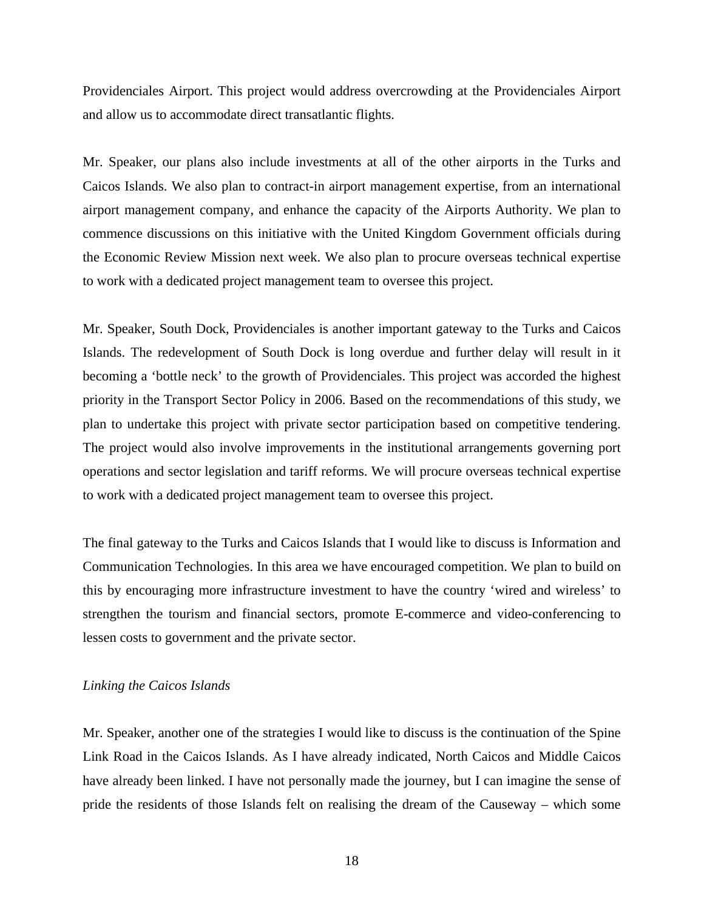Providenciales Airport. This project would address overcrowding at the Providenciales Airport and allow us to accommodate direct transatlantic flights.

Mr. Speaker, our plans also include investments at all of the other airports in the Turks and Caicos Islands. We also plan to contract-in airport management expertise, from an international airport management company, and enhance the capacity of the Airports Authority. We plan to commence discussions on this initiative with the United Kingdom Government officials during the Economic Review Mission next week. We also plan to procure overseas technical expertise to work with a dedicated project management team to oversee this project.

Mr. Speaker, South Dock, Providenciales is another important gateway to the Turks and Caicos Islands. The redevelopment of South Dock is long overdue and further delay will result in it becoming a 'bottle neck' to the growth of Providenciales. This project was accorded the highest priority in the Transport Sector Policy in 2006. Based on the recommendations of this study, we plan to undertake this project with private sector participation based on competitive tendering. The project would also involve improvements in the institutional arrangements governing port operations and sector legislation and tariff reforms. We will procure overseas technical expertise to work with a dedicated project management team to oversee this project.

The final gateway to the Turks and Caicos Islands that I would like to discuss is Information and Communication Technologies. In this area we have encouraged competition. We plan to build on this by encouraging more infrastructure investment to have the country 'wired and wireless' to strengthen the tourism and financial sectors, promote E-commerce and video-conferencing to lessen costs to government and the private sector.

*Linking the Caicos Islands*

Mr. Speaker, another one of the strategies I would like to discuss is the continuation of the Spine Link Road in the Caicos Islands. As I have already indicated, North Caicos and Middle Caicos have already been linked. I have not personally made the journey, but I can imagine the sense of pride the residents of those Islands felt on realising the dream of the Causeway – which some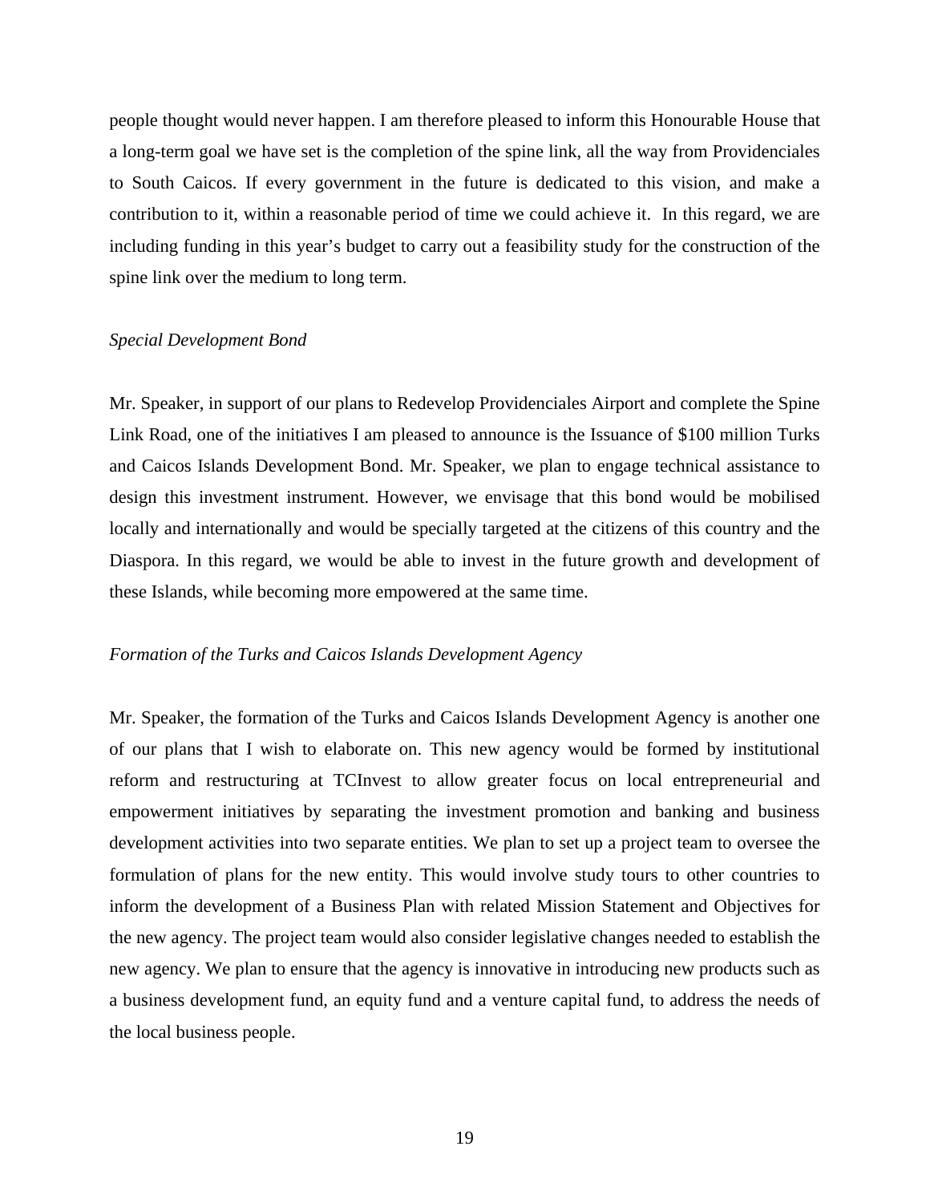people thought would never happen. I am therefore pleased to inform this Honourable House that a long-term goal we have set is the completion of the spine link, all the way from Providenciales to South Caicos. If every government in the future is dedicated to this vision, and make a contribution to it, within a reasonable period of time we could achieve it. In this regard, we are including funding in this year's budget to carry out a feasibility study for the construction of the spine link over the medium to long term.

*Special Development Bond*

Mr. Speaker, in support of our plans to Redevelop Providenciales Airport and complete the Spine Link Road, one of the initiatives I am pleased to announce is the Issuance of $100 million Turks and Caicos Islands Development Bond. Mr. Speaker, we plan to engage technical assistance to design this investment instrument. However, we envisage that this bond would be mobilised locally and internationally and would be specially targeted at the citizens of this country and the Diaspora. In this regard, we would be able to invest in the future growth and development of these Islands, while becoming more empowered at the same time.

*Formation of the Turks and Caicos Islands Development Agency*

Mr. Speaker, the formation of the Turks and Caicos Islands Development Agency is another one of our plans that I wish to elaborate on. This new agency would be formed by institutional reform and restructuring at TCInvest to allow greater focus on local entrepreneurial and empowerment initiatives by separating the investment promotion and banking and business development activities into two separate entities. We plan to set up a project team to oversee the formulation of plans for the new entity. This would involve study tours to other countries to inform the development of a Business Plan with related Mission Statement and Objectives for the new agency. The project team would also consider legislative changes needed to establish the new agency. We plan to ensure that the agency is innovative in introducing new products such as a business development fund, an equity fund and a venture capital fund, to address the needs of the local business people.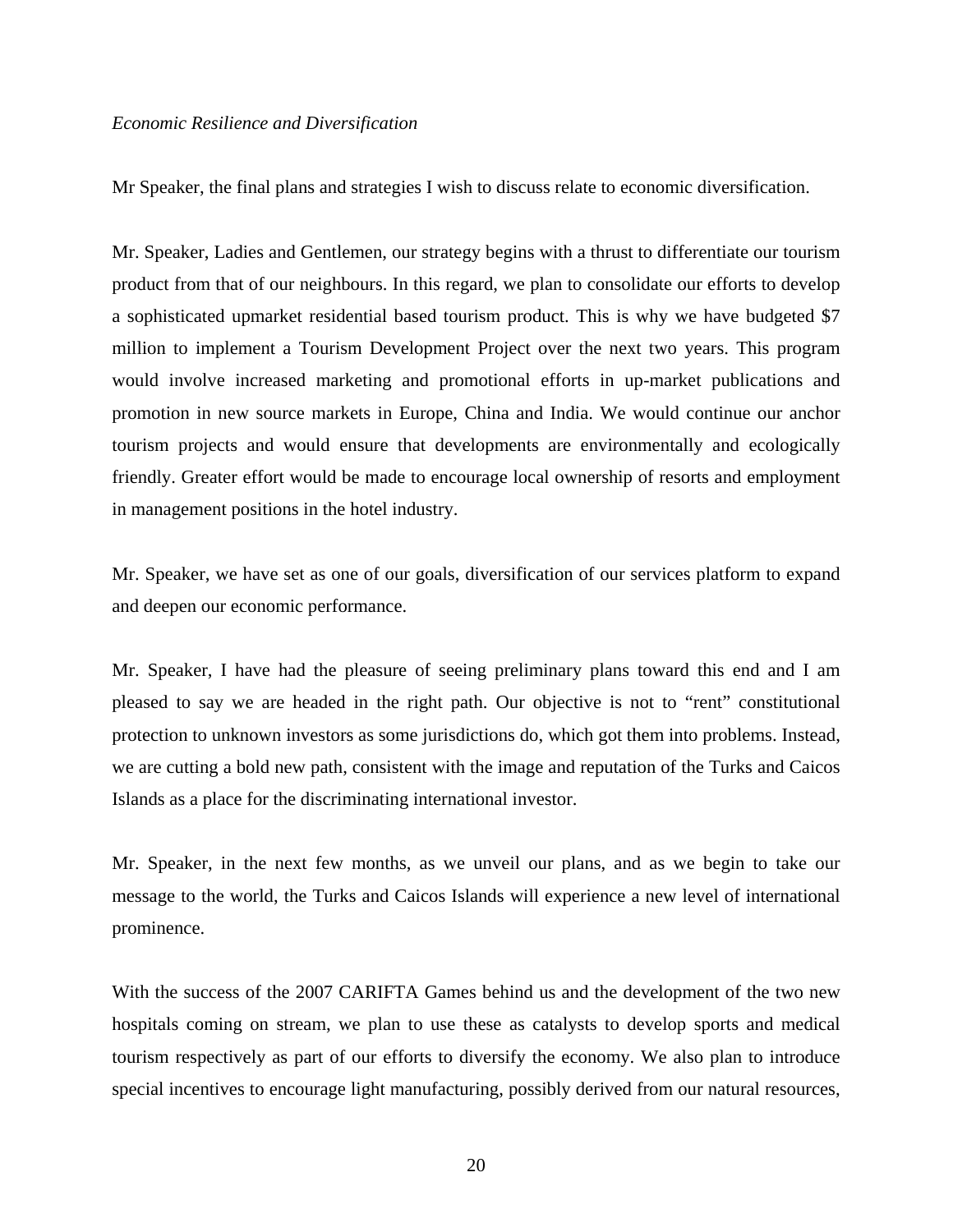*Economic Resilience and Diversification*

Mr Speaker, the final plans and strategies I wish to discuss relate to economic diversification.

Mr. Speaker, Ladies and Gentlemen, our strategy begins with a thrust to differentiate our tourism product from that of our neighbours. In this regard, we plan to consolidate our efforts to develop a sophisticated upmarket residential based tourism product. This is why we have budgeted $7 million to implement a Tourism Development Project over the next two years. This program would involve increased marketing and promotional efforts in up-market publications and promotion in new source markets in Europe, China and India. We would continue our anchor tourism projects and would ensure that developments are environmentally and ecologically friendly. Greater effort would be made to encourage local ownership of resorts and employment in management positions in the hotel industry.

Mr. Speaker, we have set as one of our goals, diversification of our services platform to expand and deepen our economic performance.

Mr. Speaker, I have had the pleasure of seeing preliminary plans toward this end and I am pleased to say we are headed in the right path. Our objective is not to "rent" constitutional protection to unknown investors as some jurisdictions do, which got them into problems. Instead, we are cutting a bold new path, consistent with the image and reputation of the Turks and Caicos Islands as a place for the discriminating international investor.

Mr. Speaker, in the next few months, as we unveil our plans, and as we begin to take our message to the world, the Turks and Caicos Islands will experience a new level of international prominence.

With the success of the 2007 CARIFTA Games behind us and the development of the two new hospitals coming on stream, we plan to use these as catalysts to develop sports and medical tourism respectively as part of our efforts to diversify the economy. We also plan to introduce special incentives to encourage light manufacturing, possibly derived from our natural resources,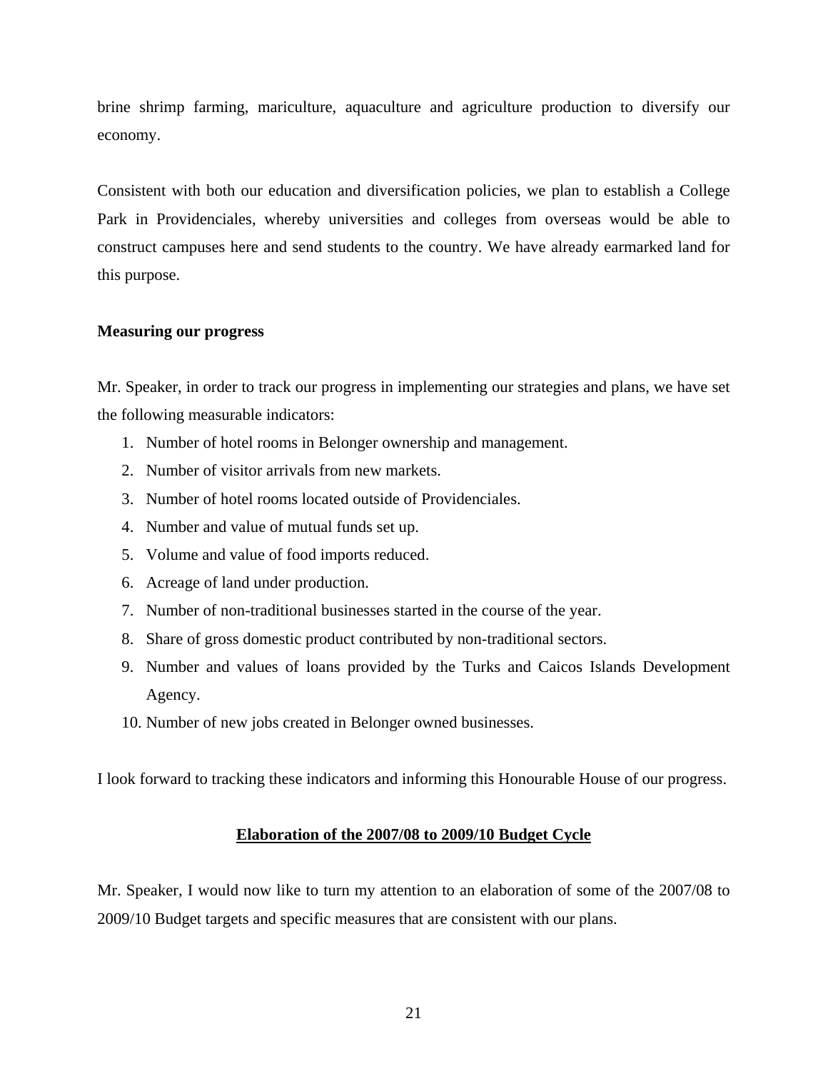brine shrimp farming, mariculture, aquaculture and agriculture production to diversify our economy.

Consistent with both our education and diversification policies, we plan to establish a College Park in Providenciales, whereby universities and colleges from overseas would be able to construct campuses here and send students to the country. We have already earmarked land for this purpose.

**Measuring our progress**

Mr. Speaker, in order to track our progress in implementing our strategies and plans, we have set the following measurable indicators:

1. Number of hotel rooms in Belonger ownership and management.
2. Number of visitor arrivals from new markets.
3. Number of hotel rooms located outside of Providenciales.
4. Number and value of mutual funds set up.
5. Volume and value of food imports reduced.
6. Acreage of land under production.
7. Number of non-traditional businesses started in the course of the year.
8. Share of gross domestic product contributed by non-traditional sectors.
9. Number and values of loans provided by the Turks and Caicos Islands Development Agency.
10. Number of new jobs created in Belonger owned businesses.

I look forward to tracking these indicators and informing this Honourable House of our progress.

## Elaboration of the 2007/08 to 2009/10 Budget Cycle

Mr. Speaker, I would now like to turn my attention to an elaboration of some of the 2007/08 to 2009/10 Budget targets and specific measures that are consistent with our plans.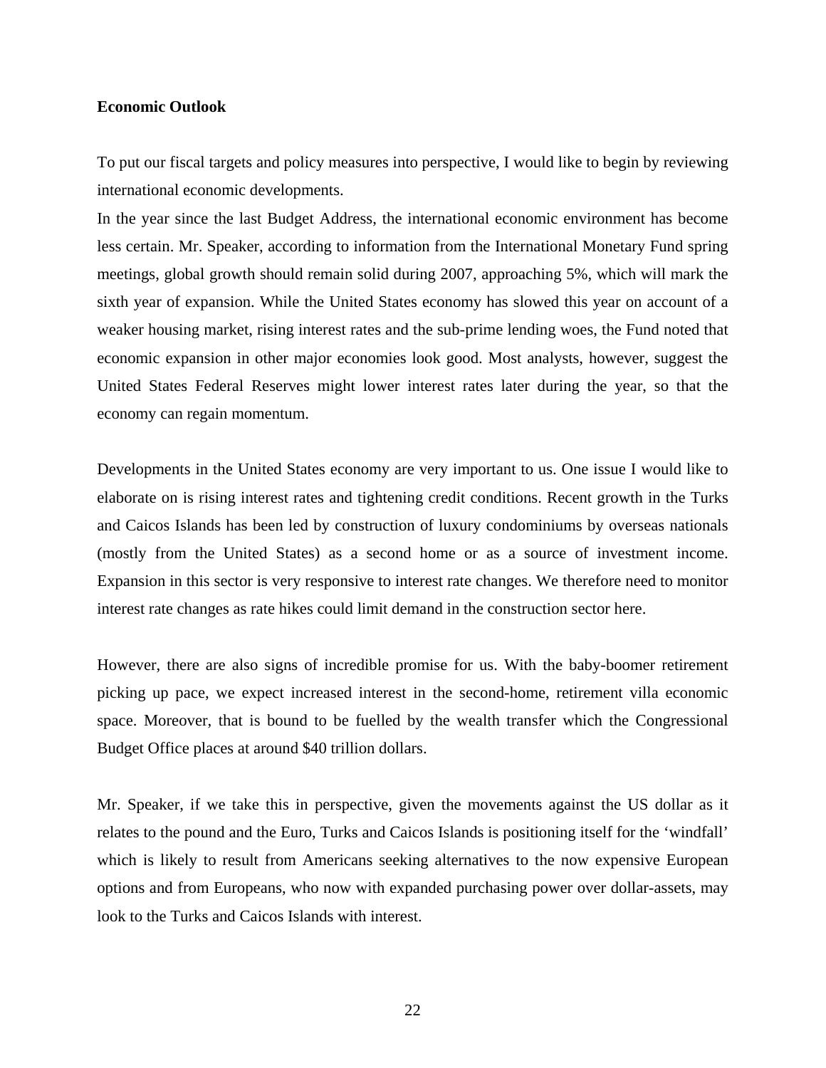**Economic Outlook**

To put our fiscal targets and policy measures into perspective, I would like to begin by reviewing international economic developments.

In the year since the last Budget Address, the international economic environment has become less certain. Mr. Speaker, according to information from the International Monetary Fund spring meetings, global growth should remain solid during 2007, approaching 5%, which will mark the sixth year of expansion. While the United States economy has slowed this year on account of a weaker housing market, rising interest rates and the sub-prime lending woes, the Fund noted that economic expansion in other major economies look good. Most analysts, however, suggest the United States Federal Reserves might lower interest rates later during the year, so that the economy can regain momentum.

Developments in the United States economy are very important to us. One issue I would like to elaborate on is rising interest rates and tightening credit conditions. Recent growth in the Turks and Caicos Islands has been led by construction of luxury condominiums by overseas nationals (mostly from the United States) as a second home or as a source of investment income. Expansion in this sector is very responsive to interest rate changes. We therefore need to monitor interest rate changes as rate hikes could limit demand in the construction sector here.

However, there are also signs of incredible promise for us. With the baby-boomer retirement picking up pace, we expect increased interest in the second-home, retirement villa economic space. Moreover, that is bound to be fuelled by the wealth transfer which the Congressional Budget Office places at around $40 trillion dollars.

Mr. Speaker, if we take this in perspective, given the movements against the US dollar as it relates to the pound and the Euro, Turks and Caicos Islands is positioning itself for the 'windfall' which is likely to result from Americans seeking alternatives to the now expensive European options and from Europeans, who now with expanded purchasing power over dollar-assets, may look to the Turks and Caicos Islands with interest.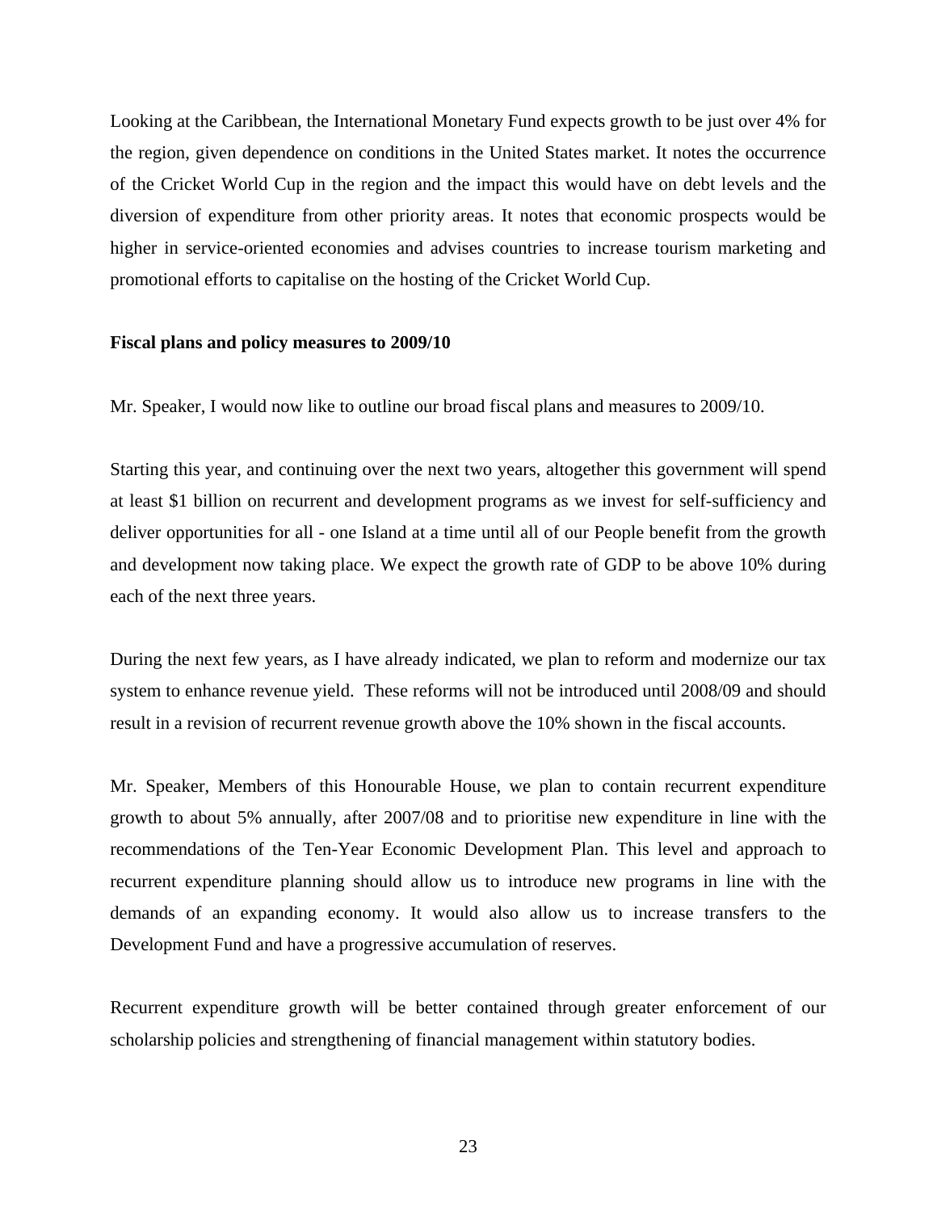Looking at the Caribbean, the International Monetary Fund expects growth to be just over 4% for the region, given dependence on conditions in the United States market. It notes the occurrence of the Cricket World Cup in the region and the impact this would have on debt levels and the diversion of expenditure from other priority areas. It notes that economic prospects would be higher in service-oriented economies and advises countries to increase tourism marketing and promotional efforts to capitalise on the hosting of the Cricket World Cup.

**Fiscal plans and policy measures to 2009/10**

Mr. Speaker, I would now like to outline our broad fiscal plans and measures to 2009/10.

Starting this year, and continuing over the next two years, altogether this government will spend at least $1 billion on recurrent and development programs as we invest for self-sufficiency and deliver opportunities for all - one Island at a time until all of our People benefit from the growth and development now taking place. We expect the growth rate of GDP to be above 10% during each of the next three years.

During the next few years, as I have already indicated, we plan to reform and modernize our tax system to enhance revenue yield. These reforms will not be introduced until 2008/09 and should result in a revision of recurrent revenue growth above the 10% shown in the fiscal accounts.

Mr. Speaker, Members of this Honourable House, we plan to contain recurrent expenditure growth to about 5% annually, after 2007/08 and to prioritise new expenditure in line with the recommendations of the Ten-Year Economic Development Plan. This level and approach to recurrent expenditure planning should allow us to introduce new programs in line with the demands of an expanding economy. It would also allow us to increase transfers to the Development Fund and have a progressive accumulation of reserves.

Recurrent expenditure growth will be better contained through greater enforcement of our scholarship policies and strengthening of financial management within statutory bodies.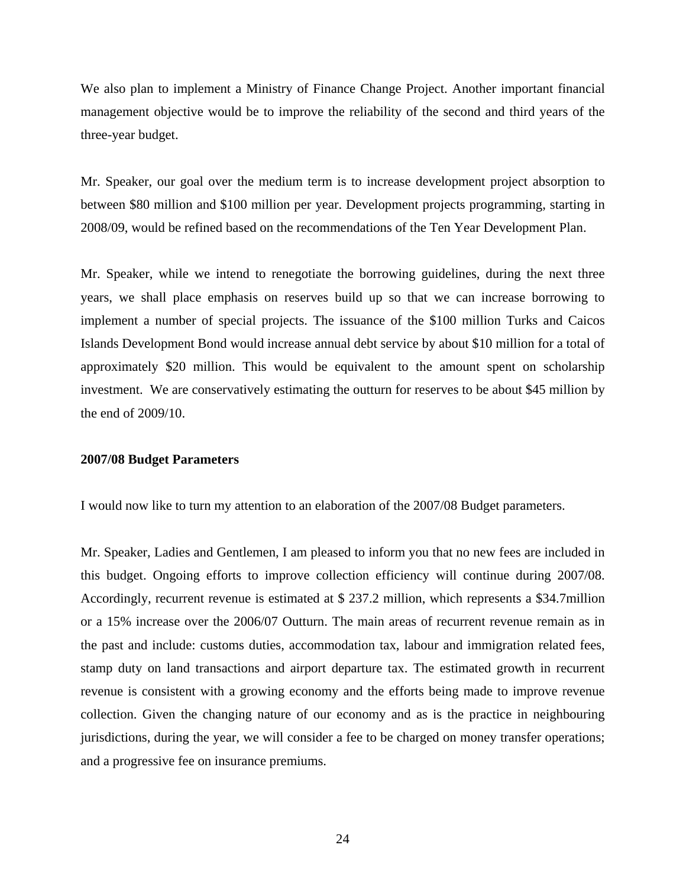We also plan to implement a Ministry of Finance Change Project. Another important financial management objective would be to improve the reliability of the second and third years of the three-year budget.

Mr. Speaker, our goal over the medium term is to increase development project absorption to between $80 million and $100 million per year. Development projects programming, starting in 2008/09, would be refined based on the recommendations of the Ten Year Development Plan.

Mr. Speaker, while we intend to renegotiate the borrowing guidelines, during the next three years, we shall place emphasis on reserves build up so that we can increase borrowing to implement a number of special projects. The issuance of the $100 million Turks and Caicos Islands Development Bond would increase annual debt service by about $10 million for a total of approximately $20 million. This would be equivalent to the amount spent on scholarship investment. We are conservatively estimating the outturn for reserves to be about $45 million by the end of 2009/10.

**2007/08 Budget Parameters**

I would now like to turn my attention to an elaboration of the 2007/08 Budget parameters.

Mr. Speaker, Ladies and Gentlemen, I am pleased to inform you that no new fees are included in this budget. Ongoing efforts to improve collection efficiency will continue during 2007/08. Accordingly, recurrent revenue is estimated at $ 237.2 million, which represents a $34.7million or a 15% increase over the 2006/07 Outturn. The main areas of recurrent revenue remain as in the past and include: customs duties, accommodation tax, labour and immigration related fees, stamp duty on land transactions and airport departure tax. The estimated growth in recurrent revenue is consistent with a growing economy and the efforts being made to improve revenue collection. Given the changing nature of our economy and as is the practice in neighbouring jurisdictions, during the year, we will consider a fee to be charged on money transfer operations; and a progressive fee on insurance premiums.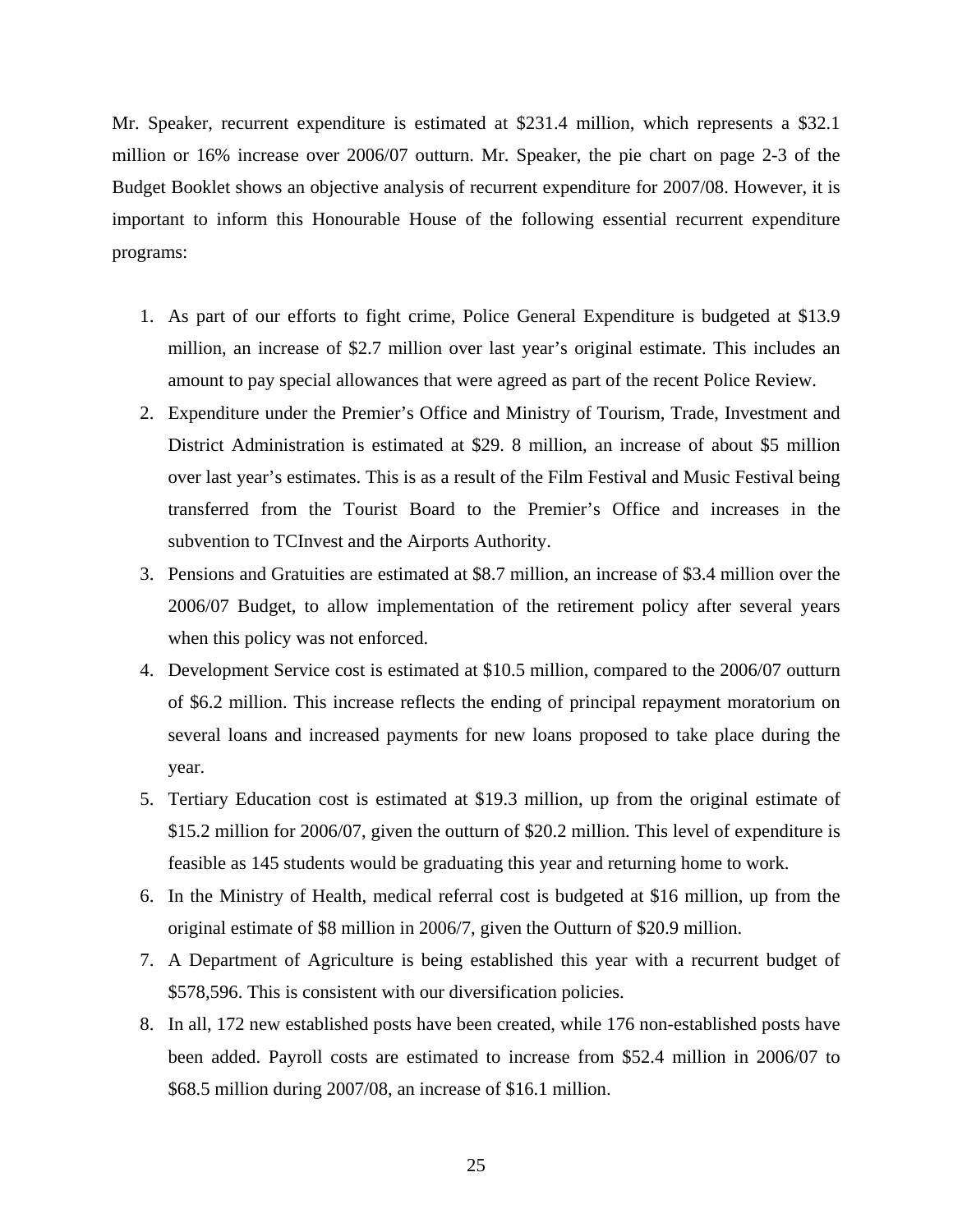Mr. Speaker, recurrent expenditure is estimated at $231.4 million, which represents a $32.1 million or 16% increase over 2006/07 outturn. Mr. Speaker, the pie chart on page 2-3 of the Budget Booklet shows an objective analysis of recurrent expenditure for 2007/08. However, it is important to inform this Honourable House of the following essential recurrent expenditure programs:

1. As part of our efforts to fight crime, Police General Expenditure is budgeted at $13.9 million, an increase of $2.7 million over last year's original estimate. This includes an amount to pay special allowances that were agreed as part of the recent Police Review.
2. Expenditure under the Premier's Office and Ministry of Tourism, Trade, Investment and District Administration is estimated at $29. 8 million, an increase of about $5 million over last year's estimates. This is as a result of the Film Festival and Music Festival being transferred from the Tourist Board to the Premier's Office and increases in the subvention to TCInvest and the Airports Authority.
3. Pensions and Gratuities are estimated at $8.7 million, an increase of $3.4 million over the 2006/07 Budget, to allow implementation of the retirement policy after several years when this policy was not enforced.
4. Development Service cost is estimated at $10.5 million, compared to the 2006/07 outturn of $6.2 million. This increase reflects the ending of principal repayment moratorium on several loans and increased payments for new loans proposed to take place during the year.
5. Tertiary Education cost is estimated at $19.3 million, up from the original estimate of $15.2 million for 2006/07, given the outturn of $20.2 million. This level of expenditure is feasible as 145 students would be graduating this year and returning home to work.
6. In the Ministry of Health, medical referral cost is budgeted at $16 million, up from the original estimate of $8 million in 2006/7, given the Outturn of $20.9 million.
7. A Department of Agriculture is being established this year with a recurrent budget of $578,596. This is consistent with our diversification policies.
8. In all, 172 new established posts have been created, while 176 non-established posts have been added. Payroll costs are estimated to increase from $52.4 million in 2006/07 to $68.5 million during 2007/08, an increase of $16.1 million.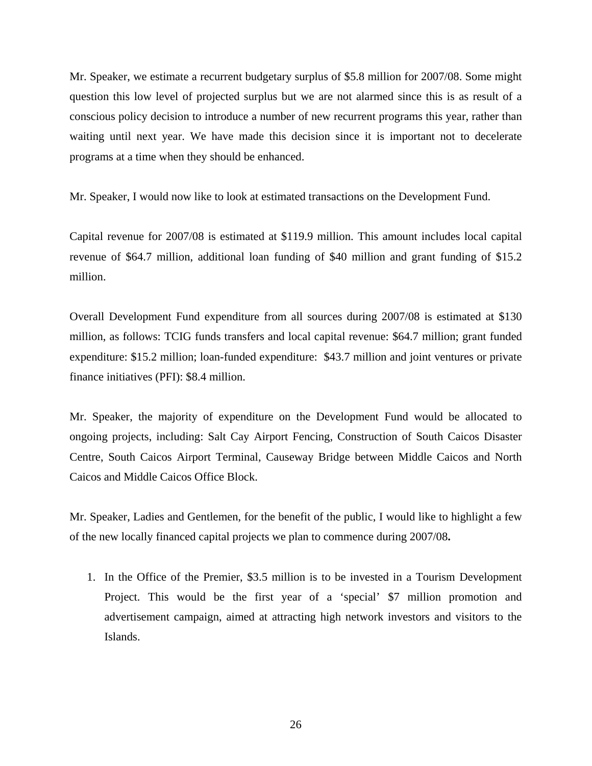Mr. Speaker, we estimate a recurrent budgetary surplus of $5.8 million for 2007/08. Some might question this low level of projected surplus but we are not alarmed since this is as result of a conscious policy decision to introduce a number of new recurrent programs this year, rather than waiting until next year. We have made this decision since it is important not to decelerate programs at a time when they should be enhanced.

Mr. Speaker, I would now like to look at estimated transactions on the Development Fund.

Capital revenue for 2007/08 is estimated at $119.9 million. This amount includes local capital revenue of $64.7 million, additional loan funding of $40 million and grant funding of $15.2 million.

Overall Development Fund expenditure from all sources during 2007/08 is estimated at $130 million, as follows: TCIG funds transfers and local capital revenue: $64.7 million; grant funded expenditure: $15.2 million; loan-funded expenditure: $43.7 million and joint ventures or private finance initiatives (PFI): $8.4 million.

Mr. Speaker, the majority of expenditure on the Development Fund would be allocated to ongoing projects, including: Salt Cay Airport Fencing, Construction of South Caicos Disaster Centre, South Caicos Airport Terminal, Causeway Bridge between Middle Caicos and North Caicos and Middle Caicos Office Block.

Mr. Speaker, Ladies and Gentlemen, for the benefit of the public, I would like to highlight a few of the new locally financed capital projects we plan to commence during 2007/08**.**

1. In the Office of the Premier, $3.5 million is to be invested in a Tourism Development Project. This would be the first year of a 'special' $7 million promotion and advertisement campaign, aimed at attracting high network investors and visitors to the Islands.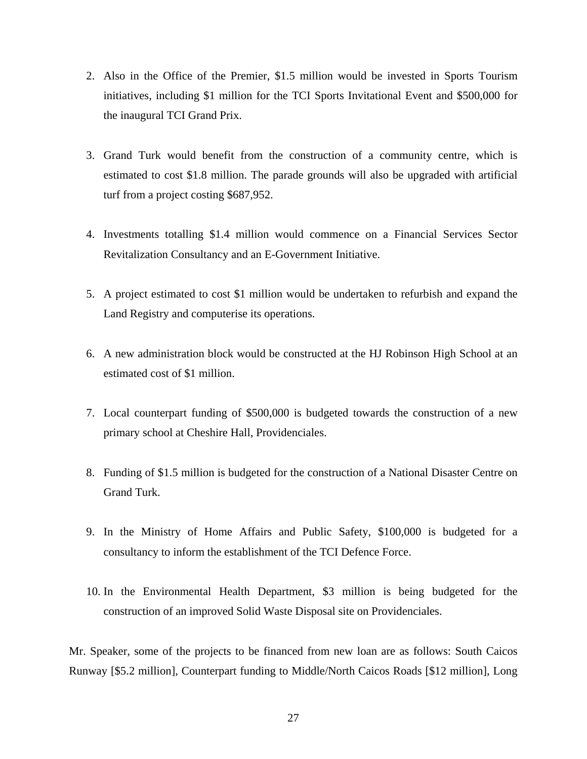2. Also in the Office of the Premier, $1.5 million would be invested in Sports Tourism initiatives, including $1 million for the TCI Sports Invitational Event and $500,000 for the inaugural TCI Grand Prix.

3. Grand Turk would benefit from the construction of a community centre, which is estimated to cost $1.8 million. The parade grounds will also be upgraded with artificial turf from a project costing $687,952.

4. Investments totalling $1.4 million would commence on a Financial Services Sector Revitalization Consultancy and an E-Government Initiative.

5. A project estimated to cost $1 million would be undertaken to refurbish and expand the Land Registry and computerise its operations.

6. A new administration block would be constructed at the HJ Robinson High School at an estimated cost of $1 million.

7. Local counterpart funding of $500,000 is budgeted towards the construction of a new primary school at Cheshire Hall, Providenciales.

8. Funding of $1.5 million is budgeted for the construction of a National Disaster Centre on Grand Turk.

9. In the Ministry of Home Affairs and Public Safety, $100,000 is budgeted for a consultancy to inform the establishment of the TCI Defence Force.

10. In the Environmental Health Department, $3 million is being budgeted for the construction of an improved Solid Waste Disposal site on Providenciales.

Mr. Speaker, some of the projects to be financed from new loan are as follows: South Caicos Runway [$5.2 million], Counterpart funding to Middle/North Caicos Roads [$12 million], Long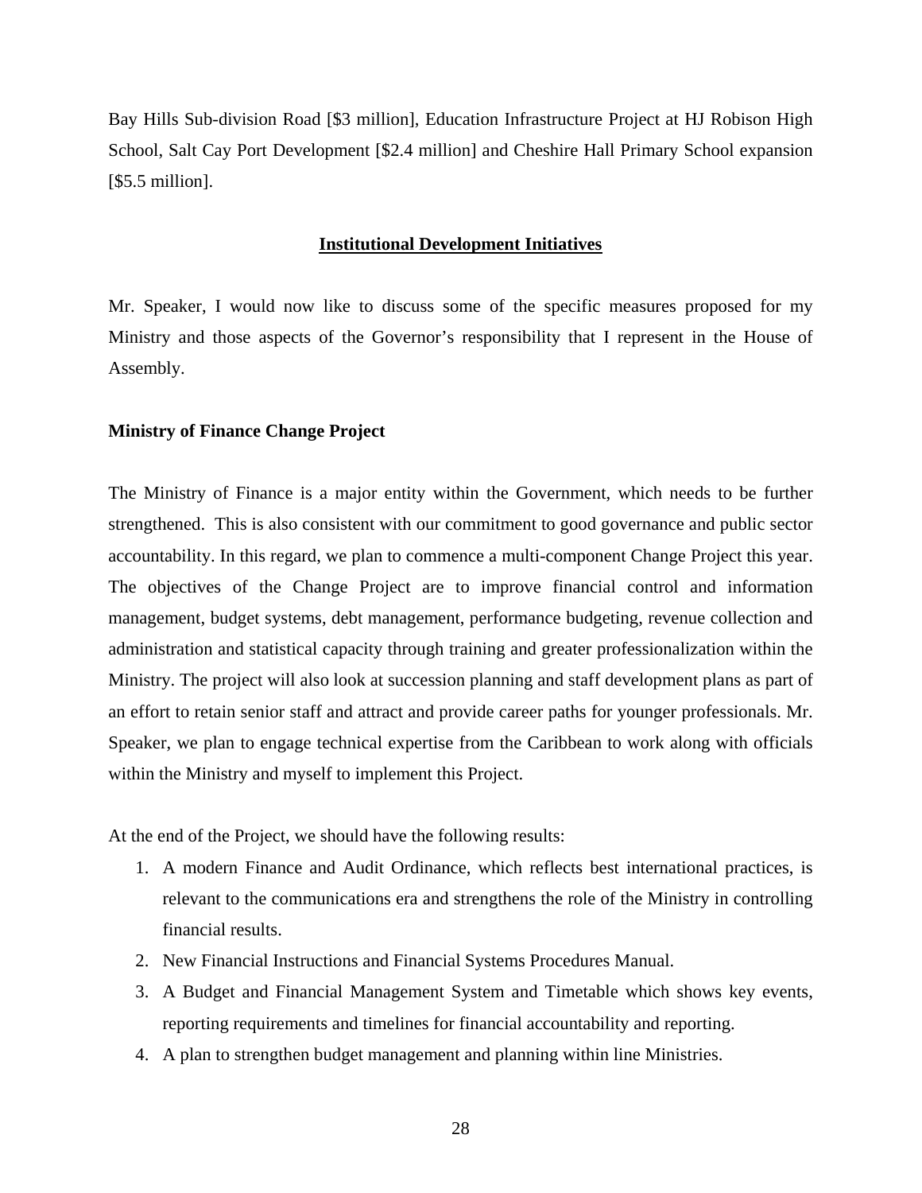Bay Hills Sub-division Road [$3 million], Education Infrastructure Project at HJ Robison High School, Salt Cay Port Development [$2.4 million] and Cheshire Hall Primary School expansion [$5.5 million].

## Institutional Development Initiatives

Mr. Speaker, I would now like to discuss some of the specific measures proposed for my Ministry and those aspects of the Governor's responsibility that I represent in the House of Assembly.

### Ministry of Finance Change Project

The Ministry of Finance is a major entity within the Government, which needs to be further strengthened. This is also consistent with our commitment to good governance and public sector accountability. In this regard, we plan to commence a multi-component Change Project this year. The objectives of the Change Project are to improve financial control and information management, budget systems, debt management, performance budgeting, revenue collection and administration and statistical capacity through training and greater professionalization within the Ministry. The project will also look at succession planning and staff development plans as part of an effort to retain senior staff and attract and provide career paths for younger professionals. Mr. Speaker, we plan to engage technical expertise from the Caribbean to work along with officials within the Ministry and myself to implement this Project.

At the end of the Project, we should have the following results:

1. A modern Finance and Audit Ordinance, which reflects best international practices, is relevant to the communications era and strengthens the role of the Ministry in controlling financial results.
2. New Financial Instructions and Financial Systems Procedures Manual.
3. A Budget and Financial Management System and Timetable which shows key events, reporting requirements and timelines for financial accountability and reporting.
4. A plan to strengthen budget management and planning within line Ministries.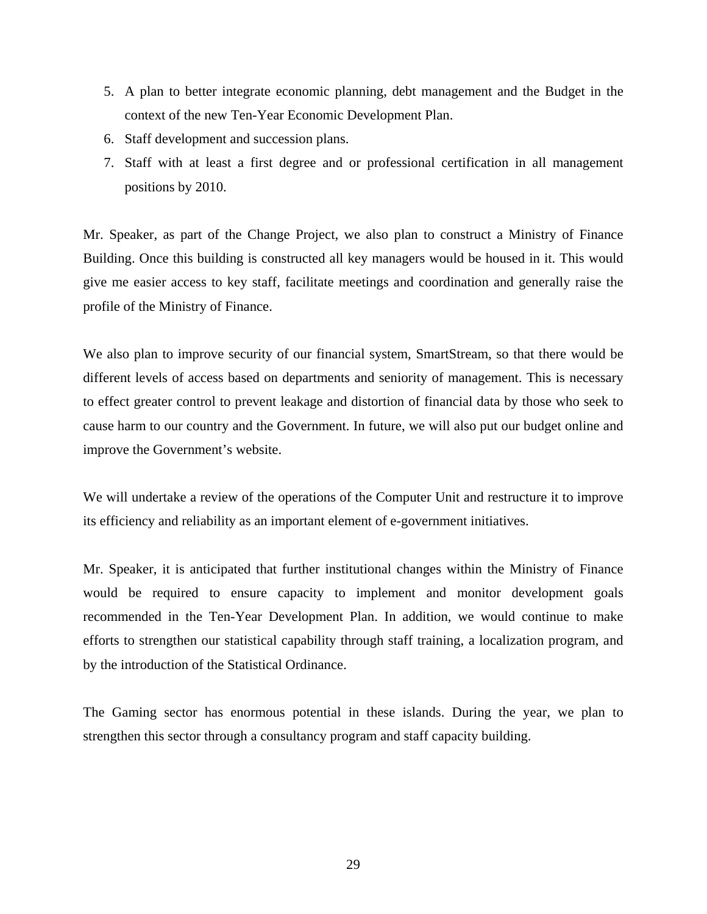5. A plan to better integrate economic planning, debt management and the Budget in the context of the new Ten-Year Economic Development Plan.
6. Staff development and succession plans.
7. Staff with at least a first degree and or professional certification in all management positions by 2010.

Mr. Speaker, as part of the Change Project, we also plan to construct a Ministry of Finance Building. Once this building is constructed all key managers would be housed in it. This would give me easier access to key staff, facilitate meetings and coordination and generally raise the profile of the Ministry of Finance.

We also plan to improve security of our financial system, SmartStream, so that there would be different levels of access based on departments and seniority of management. This is necessary to effect greater control to prevent leakage and distortion of financial data by those who seek to cause harm to our country and the Government. In future, we will also put our budget online and improve the Government's website.

We will undertake a review of the operations of the Computer Unit and restructure it to improve its efficiency and reliability as an important element of e-government initiatives.

Mr. Speaker, it is anticipated that further institutional changes within the Ministry of Finance would be required to ensure capacity to implement and monitor development goals recommended in the Ten-Year Development Plan. In addition, we would continue to make efforts to strengthen our statistical capability through staff training, a localization program, and by the introduction of the Statistical Ordinance.

The Gaming sector has enormous potential in these islands. During the year, we plan to strengthen this sector through a consultancy program and staff capacity building.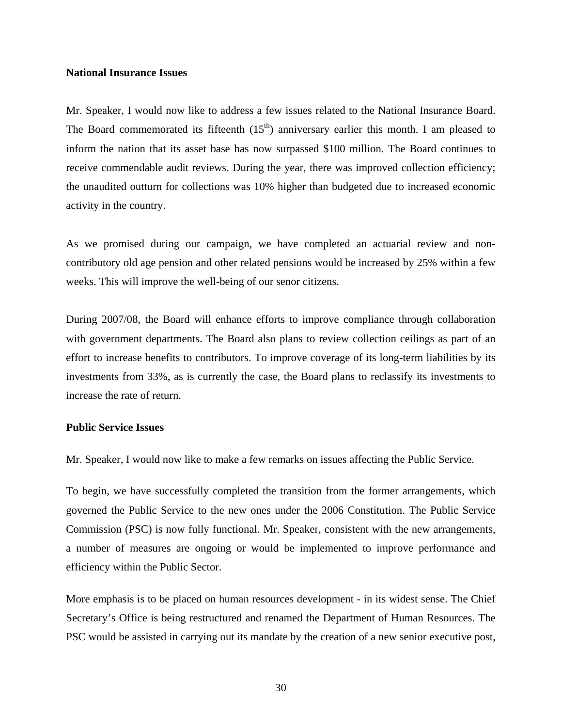**National Insurance Issues**

Mr. Speaker, I would now like to address a few issues related to the National Insurance Board. The Board commemorated its fifteenth ($15^{th}$) anniversary earlier this month. I am pleased to inform the nation that its asset base has now surpassed \$100 million. The Board continues to receive commendable audit reviews. During the year, there was improved collection efficiency; the unaudited outturn for collections was 10% higher than budgeted due to increased economic activity in the country.

As we promised during our campaign, we have completed an actuarial review and non-contributory old age pension and other related pensions would be increased by 25% within a few weeks. This will improve the well-being of our senor citizens.

During 2007/08, the Board will enhance efforts to improve compliance through collaboration with government departments. The Board also plans to review collection ceilings as part of an effort to increase benefits to contributors. To improve coverage of its long-term liabilities by its investments from 33%, as is currently the case, the Board plans to reclassify its investments to increase the rate of return.

**Public Service Issues**

Mr. Speaker, I would now like to make a few remarks on issues affecting the Public Service.

To begin, we have successfully completed the transition from the former arrangements, which governed the Public Service to the new ones under the 2006 Constitution. The Public Service Commission (PSC) is now fully functional. Mr. Speaker, consistent with the new arrangements, a number of measures are ongoing or would be implemented to improve performance and efficiency within the Public Sector.

More emphasis is to be placed on human resources development - in its widest sense. The Chief Secretary's Office is being restructured and renamed the Department of Human Resources. The PSC would be assisted in carrying out its mandate by the creation of a new senior executive post,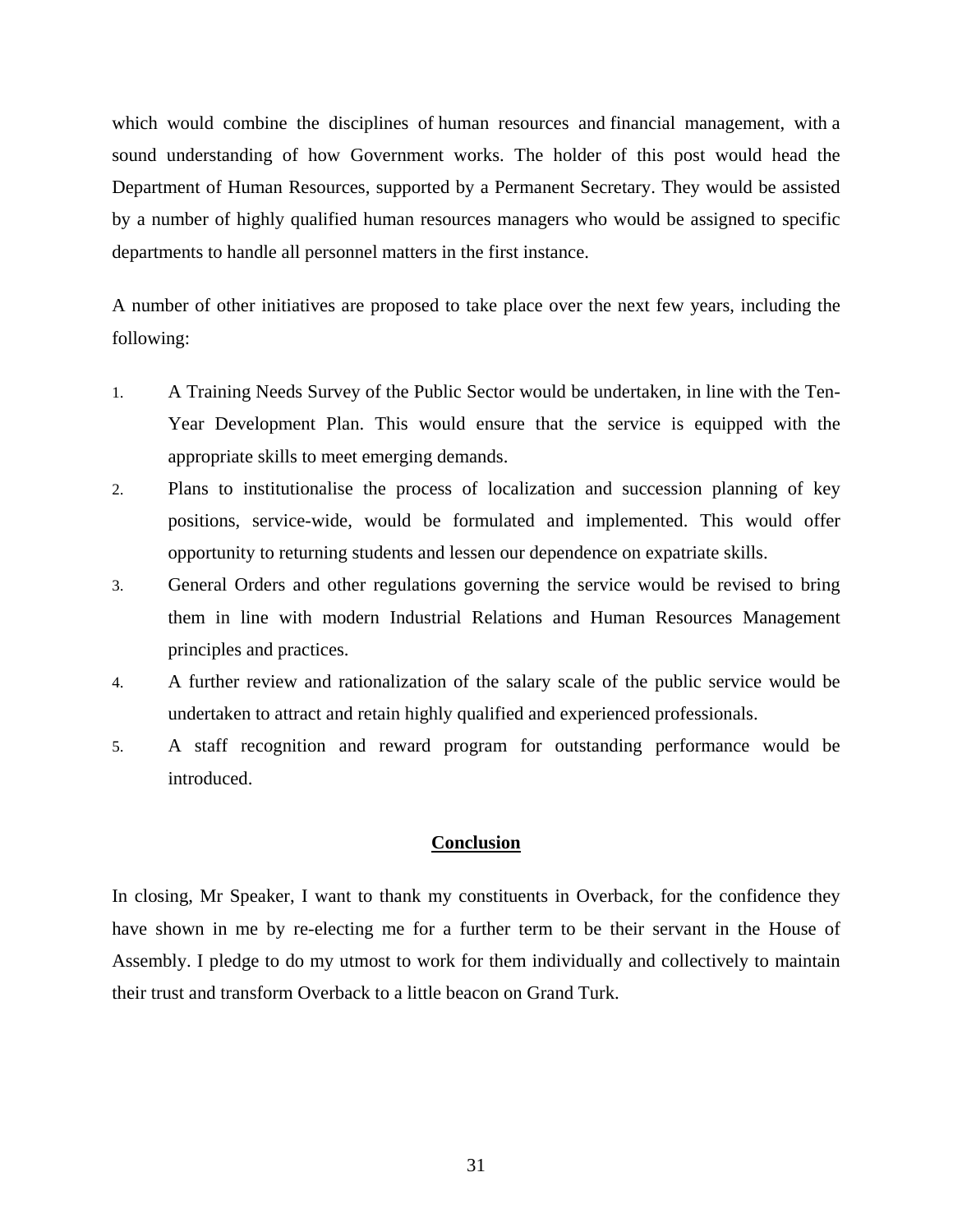which would combine the disciplines of human resources and financial management, with a sound understanding of how Government works. The holder of this post would head the Department of Human Resources, supported by a Permanent Secretary. They would be assisted by a number of highly qualified human resources managers who would be assigned to specific departments to handle all personnel matters in the first instance.

A number of other initiatives are proposed to take place over the next few years, including the following:

1. A Training Needs Survey of the Public Sector would be undertaken, in line with the Ten-Year Development Plan. This would ensure that the service is equipped with the appropriate skills to meet emerging demands.
2. Plans to institutionalise the process of localization and succession planning of key positions, service-wide, would be formulated and implemented. This would offer opportunity to returning students and lessen our dependence on expatriate skills.
3. General Orders and other regulations governing the service would be revised to bring them in line with modern Industrial Relations and Human Resources Management principles and practices.
4. A further review and rationalization of the salary scale of the public service would be undertaken to attract and retain highly qualified and experienced professionals.
5. A staff recognition and reward program for outstanding performance would be introduced.

## Conclusion

In closing, Mr Speaker, I want to thank my constituents in Overback, for the confidence they have shown in me by re-electing me for a further term to be their servant in the House of Assembly. I pledge to do my utmost to work for them individually and collectively to maintain their trust and transform Overback to a little beacon on Grand Turk.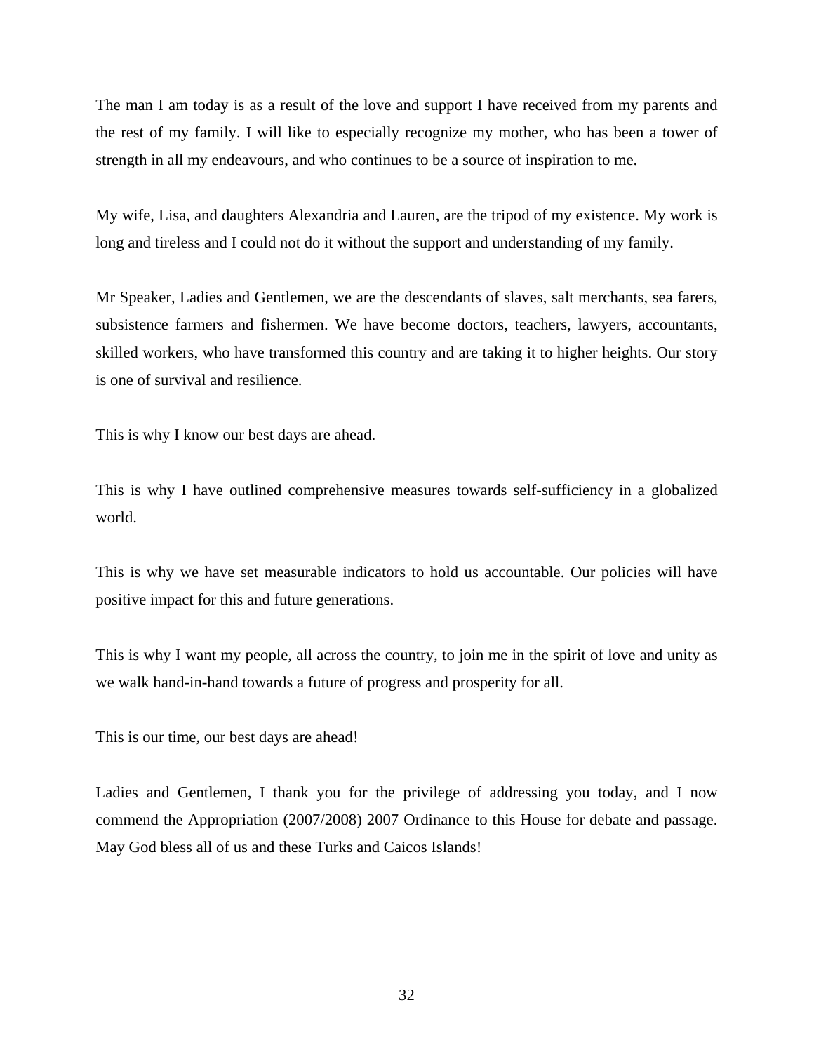The man I am today is as a result of the love and support I have received from my parents and the rest of my family. I will like to especially recognize my mother, who has been a tower of strength in all my endeavours, and who continues to be a source of inspiration to me.

My wife, Lisa, and daughters Alexandria and Lauren, are the tripod of my existence. My work is long and tireless and I could not do it without the support and understanding of my family.

Mr Speaker, Ladies and Gentlemen, we are the descendants of slaves, salt merchants, sea farers, subsistence farmers and fishermen. We have become doctors, teachers, lawyers, accountants, skilled workers, who have transformed this country and are taking it to higher heights. Our story is one of survival and resilience.

This is why I know our best days are ahead.

This is why I have outlined comprehensive measures towards self-sufficiency in a globalized world.

This is why we have set measurable indicators to hold us accountable. Our policies will have positive impact for this and future generations.

This is why I want my people, all across the country, to join me in the spirit of love and unity as we walk hand-in-hand towards a future of progress and prosperity for all.

This is our time, our best days are ahead!

Ladies and Gentlemen, I thank you for the privilege of addressing you today, and I now commend the Appropriation (2007/2008) 2007 Ordinance to this House for debate and passage. May God bless all of us and these Turks and Caicos Islands!